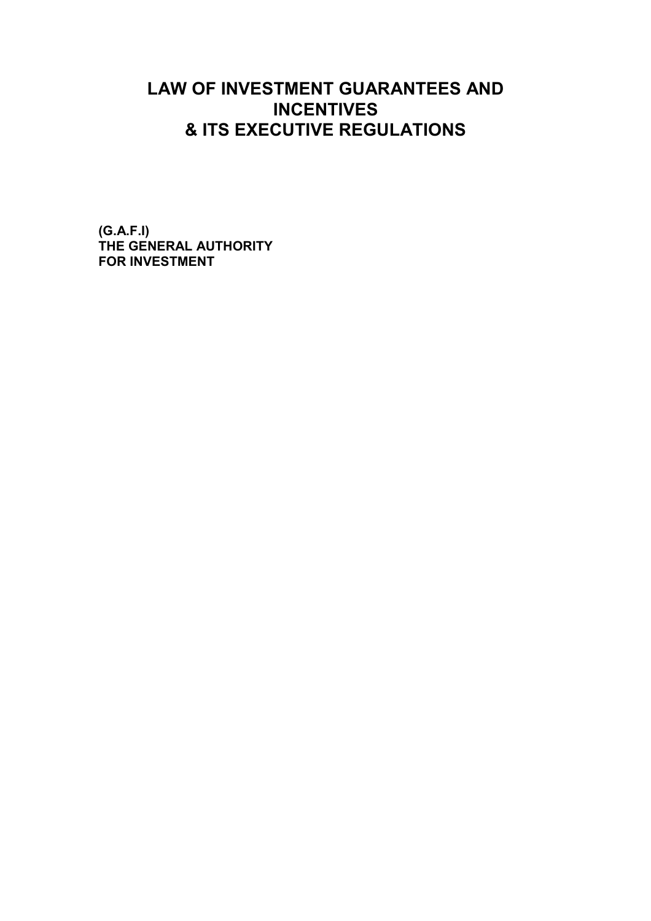# LAW OF INVESTMENT GUARANTEES AND INCENTIVES & ITS EXECUTIVE REGULATIONS

**(G.A.F.I)**
**THE GENERAL AUTHORITY**
**FOR INVESTMENT**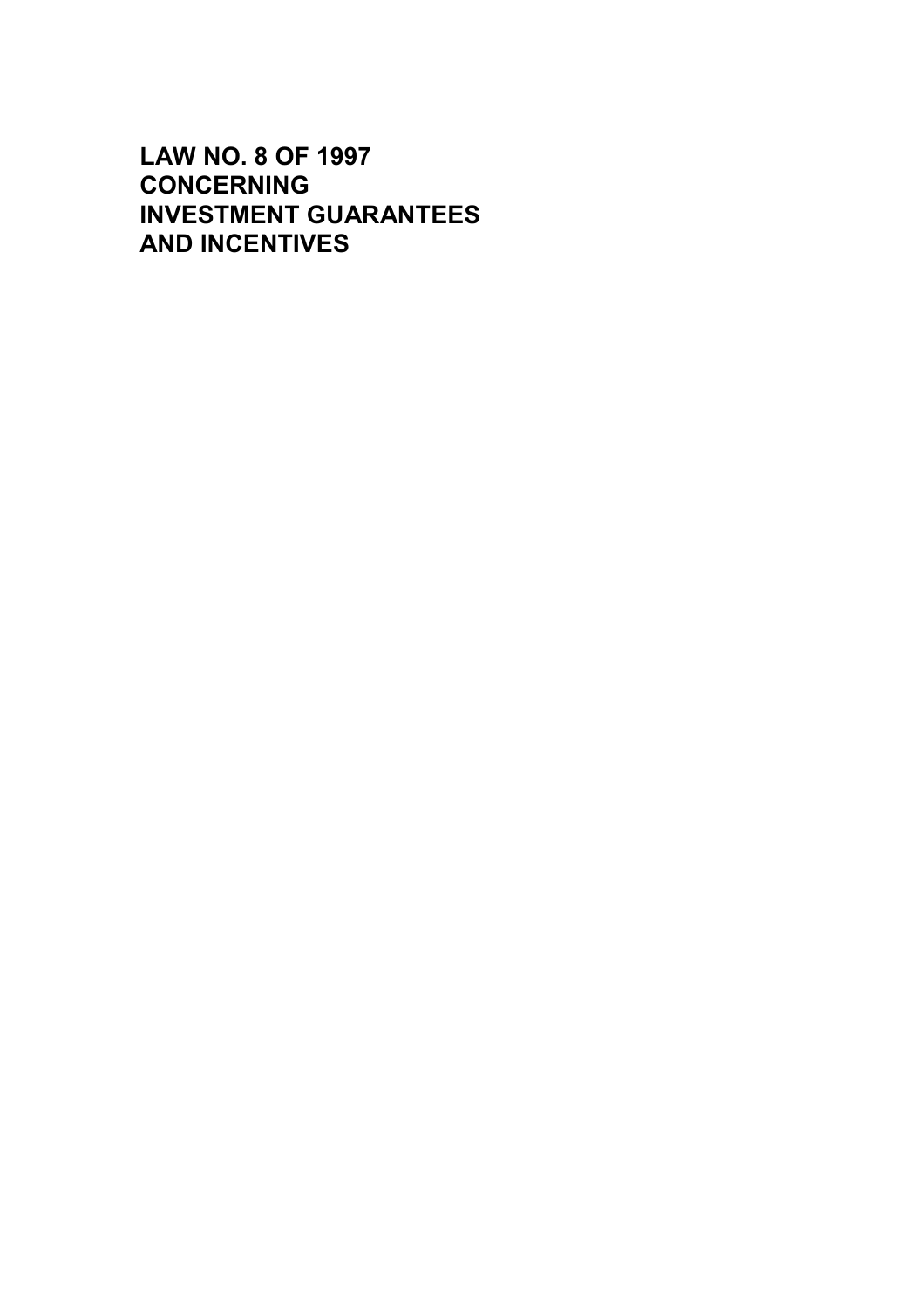# LAW NO. 8 OF 1997 CONCERNING INVESTMENT GUARANTEES AND INCENTIVES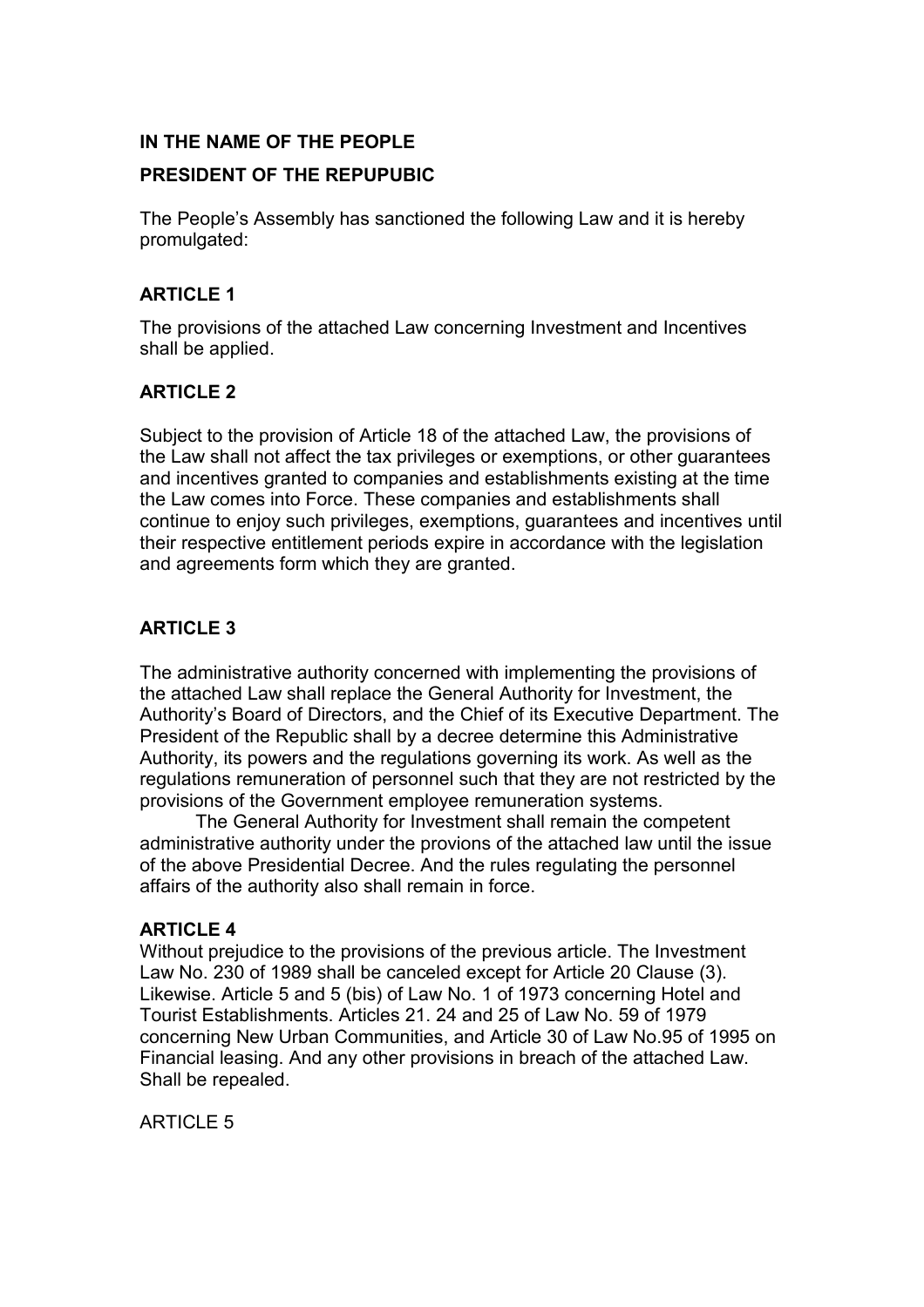**IN THE NAME OF THE PEOPLE**

**PRESIDENT OF THE REPUPUBIC**

The People's Assembly has sanctioned the following Law and it is hereby promulgated:

**ARTICLE 1**

The provisions of the attached Law concerning Investment and Incentives shall be applied.

**ARTICLE 2**

Subject to the provision of Article 18 of the attached Law, the provisions of the Law shall not affect the tax privileges or exemptions, or other guarantees and incentives granted to companies and establishments existing at the time the Law comes into Force. These companies and establishments shall continue to enjoy such privileges, exemptions, guarantees and incentives until their respective entitlement periods expire in accordance with the legislation and agreements form which they are granted.

**ARTICLE 3**

The administrative authority concerned with implementing the provisions of the attached Law shall replace the General Authority for Investment, the Authority's Board of Directors, and the Chief of its Executive Department. The President of the Republic shall by a decree determine this Administrative Authority, its powers and the regulations governing its work. As well as the regulations remuneration of personnel such that they are not restricted by the provisions of the Government employee remuneration systems.

The General Authority for Investment shall remain the competent administrative authority under the provions of the attached law until the issue of the above Presidential Decree. And the rules regulating the personnel affairs of the authority also shall remain in force.

**ARTICLE 4**

Without prejudice to the provisions of the previous article. The Investment Law No. 230 of 1989 shall be canceled except for Article 20 Clause (3). Likewise. Article 5 and 5 (bis) of Law No. 1 of 1973 concerning Hotel and Tourist Establishments. Articles 21. 24 and 25 of Law No. 59 of 1979 concerning New Urban Communities, and Article 30 of Law No.95 of 1995 on Financial leasing. And any other provisions in breach of the attached Law. Shall be repealed.

ARTICLE 5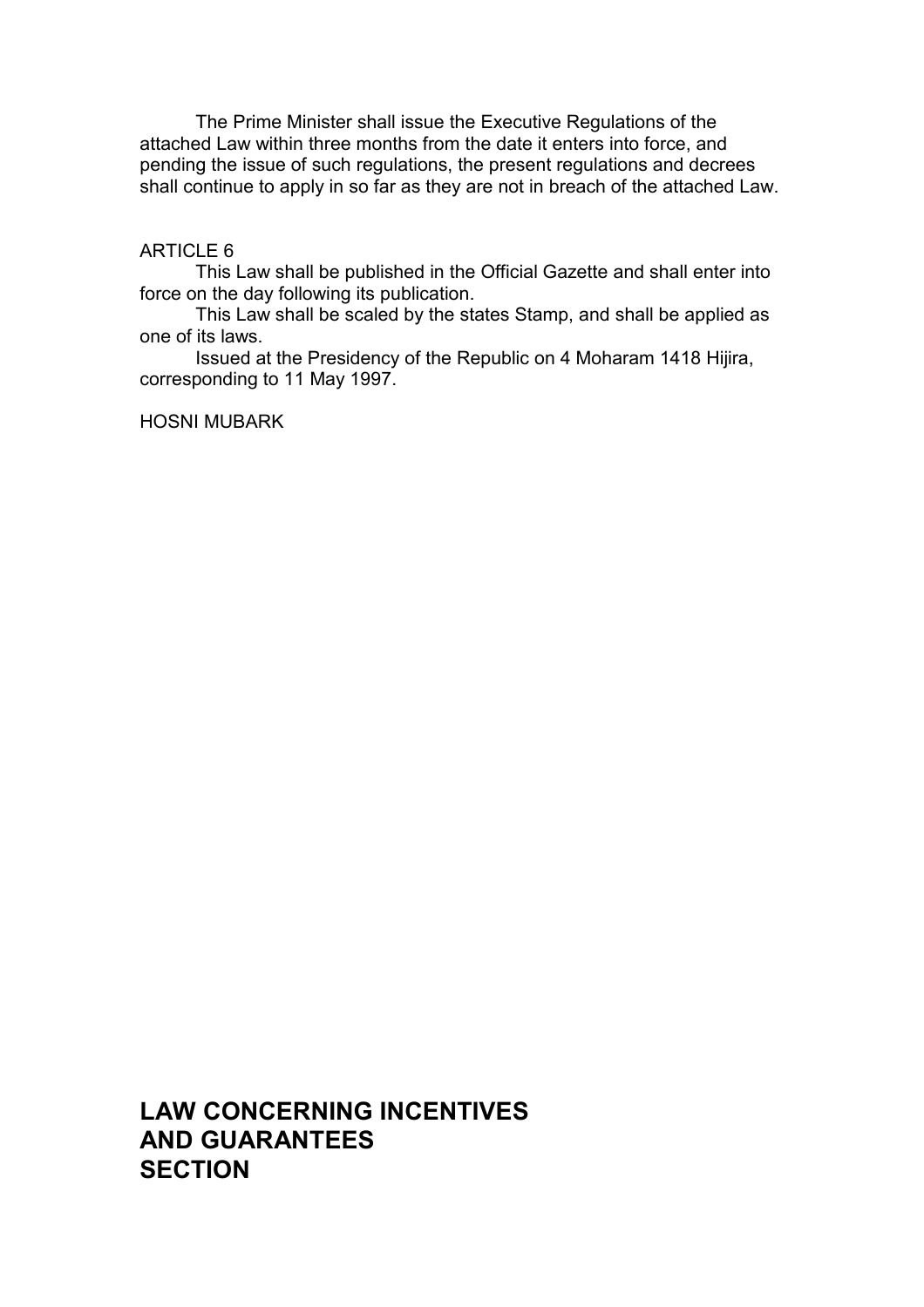The Prime Minister shall issue the Executive Regulations of the attached Law within three months from the date it enters into force, and pending the issue of such regulations, the present regulations and decrees shall continue to apply in so far as they are not in breach of the attached Law.

ARTICLE 6

This Law shall be published in the Official Gazette and shall enter into force on the day following its publication.

This Law shall be scaled by the states Stamp, and shall be applied as one of its laws.

Issued at the Presidency of the Republic on 4 Moharam 1418 Hijira, corresponding to 11 May 1997.

HOSNI MUBARK

# LAW CONCERNING INCENTIVES AND GUARANTEES SECTION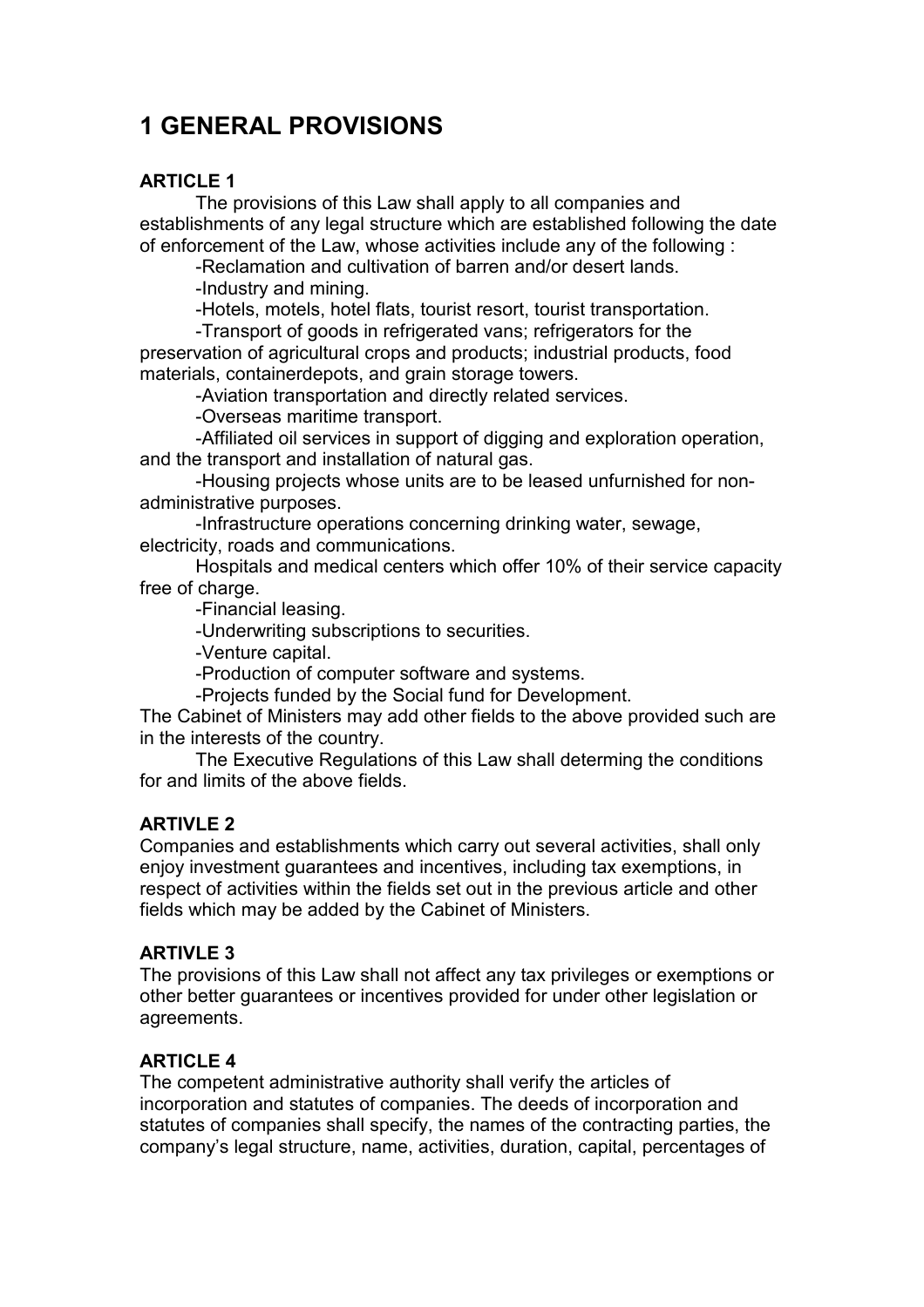# 1 GENERAL PROVISIONS

**ARTICLE 1**

The provisions of this Law shall apply to all companies and establishments of any legal structure which are established following the date of enforcement of the Law, whose activities include any of the following :

-Reclamation and cultivation of barren and/or desert lands.

-Industry and mining.

-Hotels, motels, hotel flats, tourist resort, tourist transportation.

-Transport of goods in refrigerated vans; refrigerators for the preservation of agricultural crops and products; industrial products, food materials, containerdepots, and grain storage towers.

-Aviation transportation and directly related services.

-Overseas maritime transport.

-Affiliated oil services in support of digging and exploration operation, and the transport and installation of natural gas.

-Housing projects whose units are to be leased unfurnished for non-administrative purposes.

-Infrastructure operations concerning drinking water, sewage, electricity, roads and communications.

Hospitals and medical centers which offer 10% of their service capacity free of charge.

-Financial leasing.

-Underwriting subscriptions to securities.

-Venture capital.

-Production of computer software and systems.

-Projects funded by the Social fund for Development.

The Cabinet of Ministers may add other fields to the above provided such are in the interests of the country.

The Executive Regulations of this Law shall determing the conditions for and limits of the above fields.

**ARTIVLE 2**

Companies and establishments which carry out several activities, shall only enjoy investment guarantees and incentives, including tax exemptions, in respect of activities within the fields set out in the previous article and other fields which may be added by the Cabinet of Ministers.

**ARTIVLE 3**

The provisions of this Law shall not affect any tax privileges or exemptions or other better guarantees or incentives provided for under other legislation or agreements.

**ARTICLE 4**

The competent administrative authority shall verify the articles of incorporation and statutes of companies. The deeds of incorporation and statutes of companies shall specify, the names of the contracting parties, the company's legal structure, name, activities, duration, capital, percentages of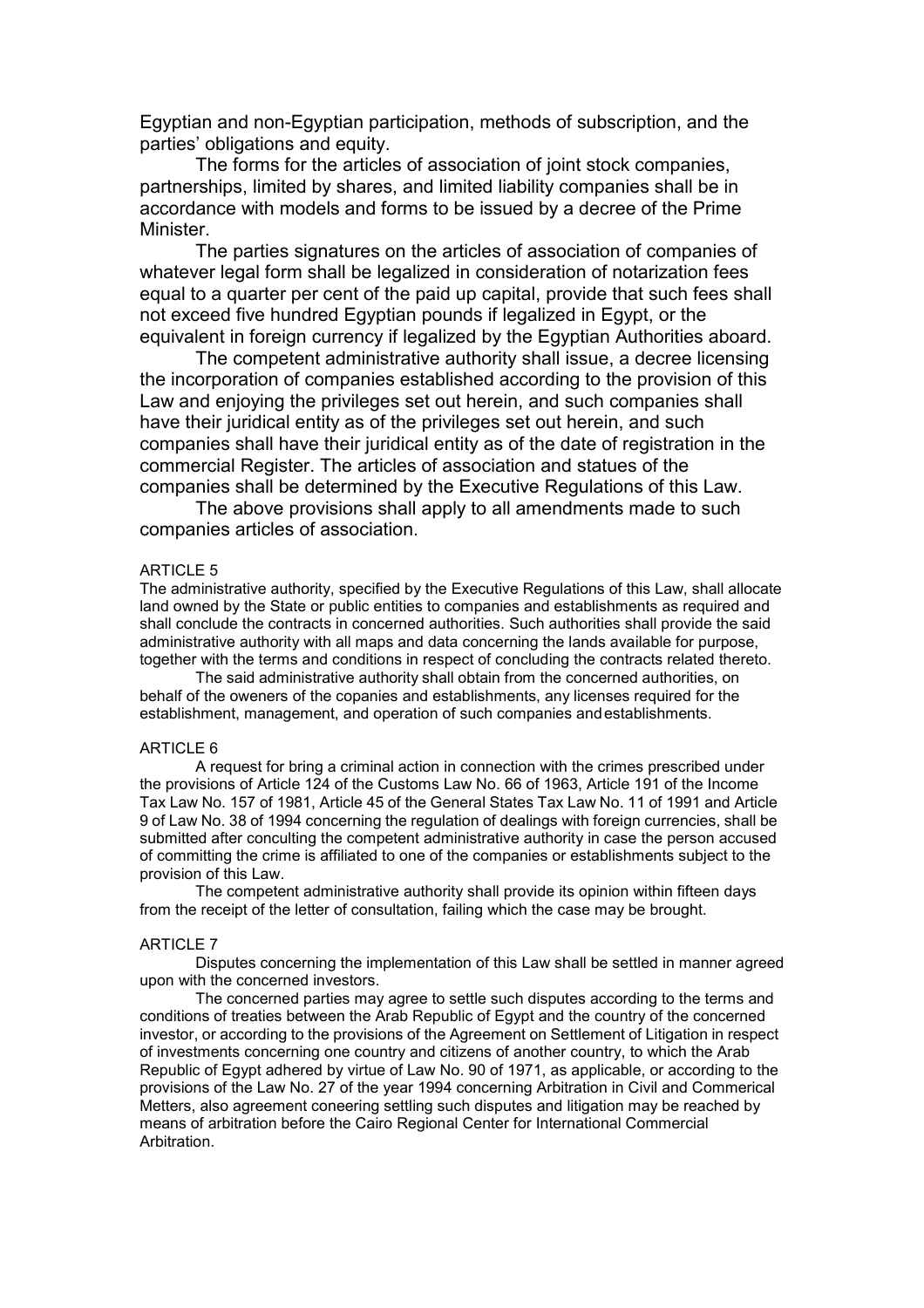Egyptian and non-Egyptian participation, methods of subscription, and the parties' obligations and equity.

The forms for the articles of association of joint stock companies, partnerships, limited by shares, and limited liability companies shall be in accordance with models and forms to be issued by a decree of the Prime Minister.

The parties signatures on the articles of association of companies of whatever legal form shall be legalized in consideration of notarization fees equal to a quarter per cent of the paid up capital, provide that such fees shall not exceed five hundred Egyptian pounds if legalized in Egypt, or the equivalent in foreign currency if legalized by the Egyptian Authorities aboard.

The competent administrative authority shall issue, a decree licensing the incorporation of companies established according to the provision of this Law and enjoying the privileges set out herein, and such companies shall have their juridical entity as of the privileges set out herein, and such companies shall have their juridical entity as of the date of registration in the commercial Register. The articles of association and statues of the companies shall be determined by the Executive Regulations of this Law.

The above provisions shall apply to all amendments made to such companies articles of association.

ARTICLE 5

The administrative authority, specified by the Executive Regulations of this Law, shall allocate land owned by the State or public entities to companies and establishments as required and shall conclude the contracts in concerned authorities. Such authorities shall provide the said administrative authority with all maps and data concerning the lands available for purpose, together with the terms and conditions in respect of concluding the contracts related thereto.

The said administrative authority shall obtain from the concerned authorities, on behalf of the oweners of the copanies and establishments, any licenses required for the establishment, management, and operation of such companies and establishments.

ARTICLE 6

A request for bring a criminal action in connection with the crimes prescribed under the provisions of Article 124 of the Customs Law No. 66 of 1963, Article 191 of the Income Tax Law No. 157 of 1981, Article 45 of the General States Tax Law No. 11 of 1991 and Article 9 of Law No. 38 of 1994 concerning the regulation of dealings with foreign currencies, shall be submitted after conculting the competent administrative authority in case the person accused of committing the crime is affiliated to one of the companies or establishments subject to the provision of this Law.

The competent administrative authority shall provide its opinion within fifteen days from the receipt of the letter of consultation, failing which the case may be brought.

ARTICLE 7

Disputes concerning the implementation of this Law shall be settled in manner agreed upon with the concerned investors.

The concerned parties may agree to settle such disputes according to the terms and conditions of treaties between the Arab Republic of Egypt and the country of the concerned investor, or according to the provisions of the Agreement on Settlement of Litigation in respect of investments concerning one country and citizens of another country, to which the Arab Republic of Egypt adhered by virtue of Law No. 90 of 1971, as applicable, or according to the provisions of the Law No. 27 of the year 1994 concerning Arbitration in Civil and Commerical Metters, also agreement coneering settling such disputes and litigation may be reached by means of arbitration before the Cairo Regional Center for International Commercial Arbitration.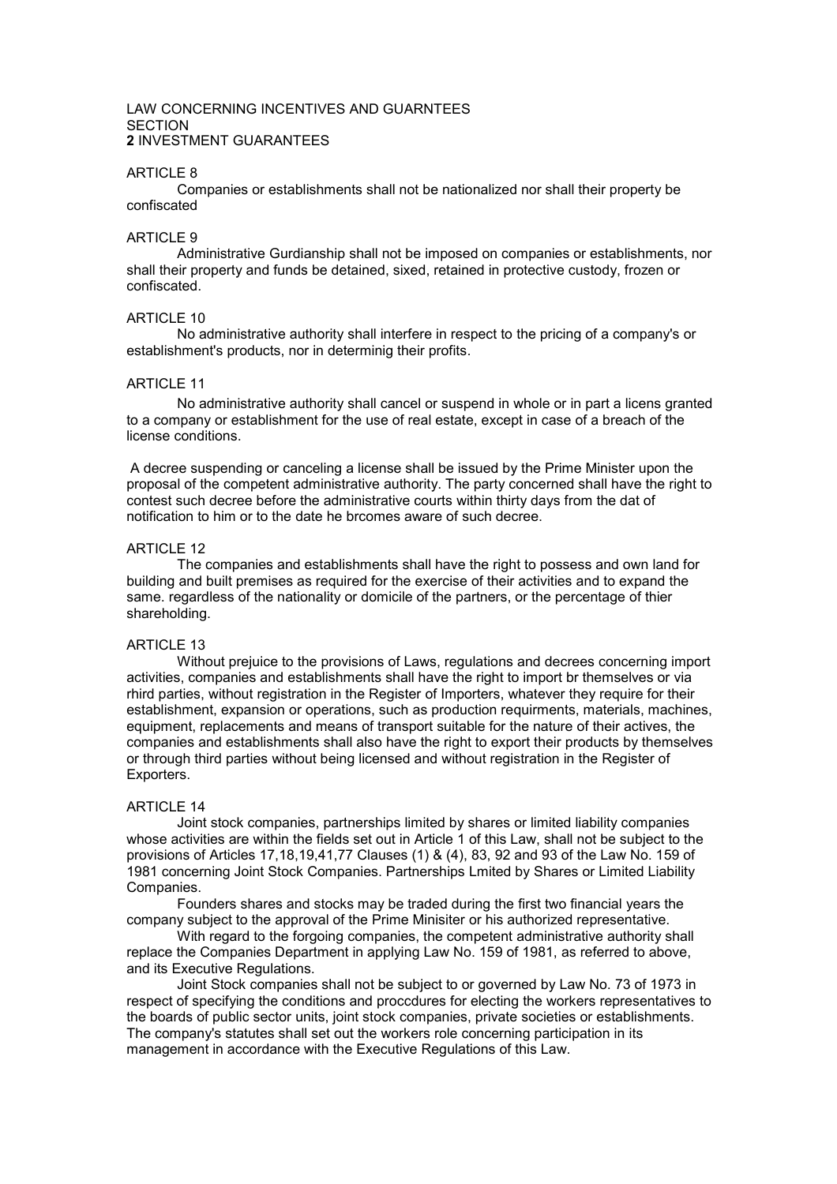LAW CONCERNING INCENTIVES AND GUARNTEES
SECTION
**2** INVESTMENT GUARANTEES

ARTICLE 8

Companies or establishments shall not be nationalized nor shall their property be confiscated

ARTICLE 9

Administrative Gurdianship shall not be imposed on companies or establishments, nor shall their property and funds be detained, sixed, retained in protective custody, frozen or confiscated.

ARTICLE 10

No administrative authority shall interfere in respect to the pricing of a company's or establishment's products, nor in determinig their profits.

ARTICLE 11

No administrative authority shall cancel or suspend in whole or in part a licens granted to a company or establishment for the use of real estate, except in case of a breach of the license conditions.

A decree suspending or canceling a license shall be issued by the Prime Minister upon the proposal of the competent administrative authority. The party concerned shall have the right to contest such decree before the administrative courts within thirty days from the dat of notification to him or to the date he brcomes aware of such decree.

ARTICLE 12

The companies and establishments shall have the right to possess and own land for building and built premises as required for the exercise of their activities and to expand the same. regardless of the nationality or domicile of the partners, or the percentage of thier shareholding.

ARTICLE 13

Without prejuice to the provisions of Laws, regulations and decrees concerning import activities, companies and establishments shall have the right to import br themselves or via rhird parties, without registration in the Register of Importers, whatever they require for their establishment, expansion or operations, such as production requirments, materials, machines, equipment, replacements and means of transport suitable for the nature of their actives, the companies and establishments shall also have the right to export their products by themselves or through third parties without being licensed and without registration in the Register of Exporters.

ARTICLE 14

Joint stock companies, partnerships limited by shares or limited liability companies whose activities are within the fields set out in Article 1 of this Law, shall not be subject to the provisions of Articles 17,18,19,41,77 Clauses (1) & (4), 83, 92 and 93 of the Law No. 159 of 1981 concerning Joint Stock Companies. Partnerships Lmited by Shares or Limited Liability Companies.

Founders shares and stocks may be traded during the first two financial years the company subject to the approval of the Prime Minisiter or his authorized representative.

With regard to the forgoing companies, the competent administrative authority shall replace the Companies Department in applying Law No. 159 of 1981, as referred to above, and its Executive Regulations.

Joint Stock companies shall not be subject to or governed by Law No. 73 of 1973 in respect of specifying the conditions and proccdures for electing the workers representatives to the boards of public sector units, joint stock companies, private societies or establishments. The company's statutes shall set out the workers role concerning participation in its management in accordance with the Executive Regulations of this Law.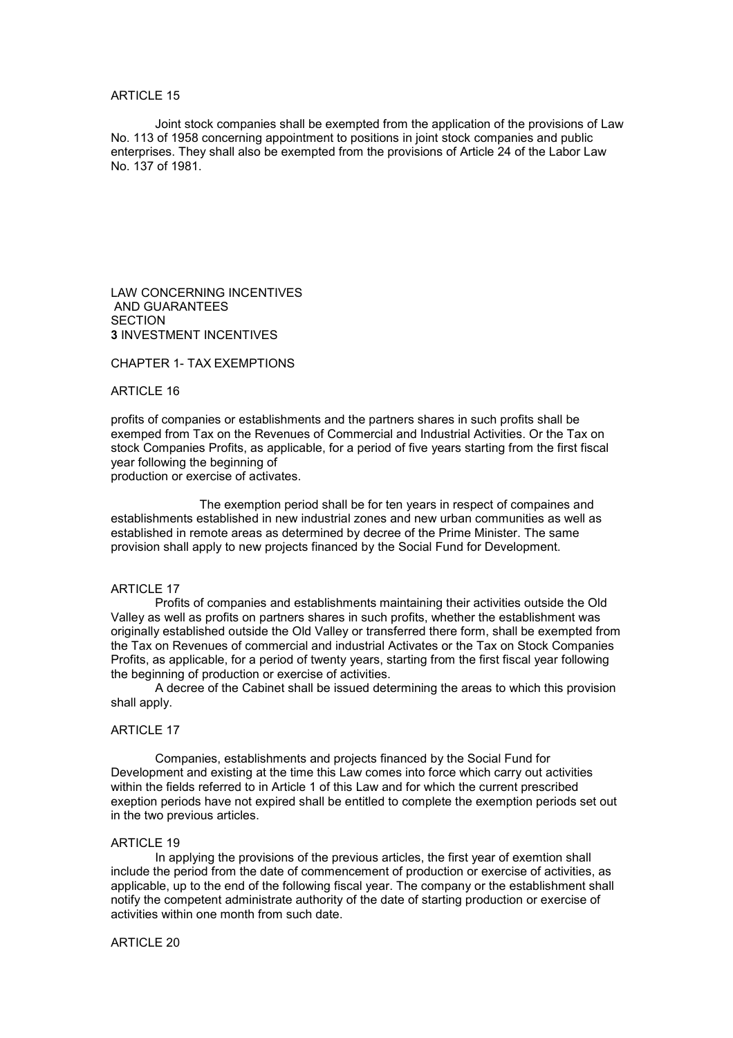ARTICLE 15

Joint stock companies shall be exempted from the application of the provisions of Law No. 113 of 1958 concerning appointment to positions in joint stock companies and public enterprises. They shall also be exempted from the provisions of Article 24 of the Labor Law No. 137 of 1981.

LAW CONCERNING INCENTIVES AND GUARANTEES
SECTION
**3** INVESTMENT INCENTIVES

CHAPTER 1- TAX EXEMPTIONS

ARTICLE 16

profits of companies or establishments and the partners shares in such profits shall be exemped from Tax on the Revenues of Commercial and Industrial Activities. Or the Tax on stock Companies Profits, as applicable, for a period of five years starting from the first fiscal year following the beginning of
production or exercise of activates.

The exemption period shall be for ten years in respect of compaines and establishments established in new industrial zones and new urban communities as well as established in remote areas as determined by decree of the Prime Minister. The same provision shall apply to new projects financed by the Social Fund for Development.

ARTICLE 17

Profits of companies and establishments maintaining their activities outside the Old Valley as well as profits on partners shares in such profits, whether the establishment was originally established outside the Old Valley or transferred there form, shall be exempted from the Tax on Revenues of commercial and industrial Activates or the Tax on Stock Companies Profits, as applicable, for a period of twenty years, starting from the first fiscal year following the beginning of production or exercise of activities.

A decree of the Cabinet shall be issued determining the areas to which this provision shall apply.

ARTICLE 17

Companies, establishments and projects financed by the Social Fund for Development and existing at the time this Law comes into force which carry out activities within the fields referred to in Article 1 of this Law and for which the current prescribed exeption periods have not expired shall be entitled to complete the exemption periods set out in the two previous articles.

ARTICLE 19

In applying the provisions of the previous articles, the first year of exemtion shall include the period from the date of commencement of production or exercise of activities, as applicable, up to the end of the following fiscal year. The company or the establishment shall notify the competent administrate authority of the date of starting production or exercise of activities within one month from such date.

ARTICLE 20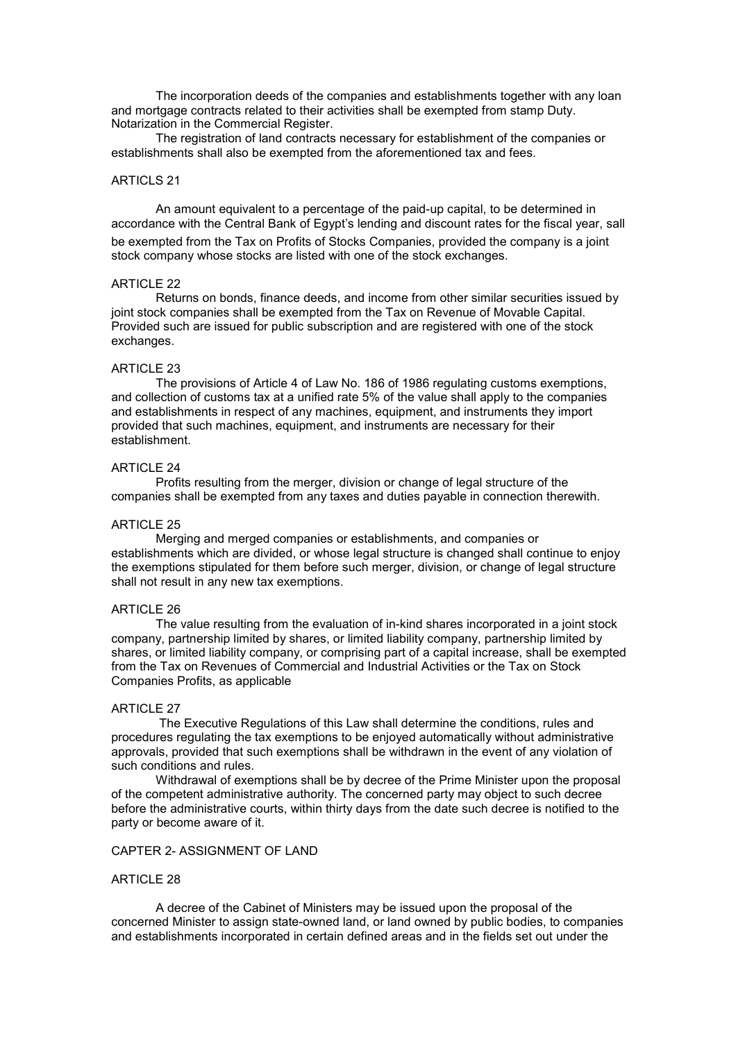The incorporation deeds of the companies and establishments together with any loan and mortgage contracts related to their activities shall be exempted from stamp Duty. Notarization in the Commercial Register.

The registration of land contracts necessary for establishment of the companies or establishments shall also be exempted from the aforementioned tax and fees.

ARTICLS 21

An amount equivalent to a percentage of the paid-up capital, to be determined in accordance with the Central Bank of Egypt's lending and discount rates for the fiscal year, sall be exempted from the Tax on Profits of Stocks Companies, provided the company is a joint stock company whose stocks are listed with one of the stock exchanges.

ARTICLE 22

Returns on bonds, finance deeds, and income from other similar securities issued by joint stock companies shall be exempted from the Tax on Revenue of Movable Capital. Provided such are issued for public subscription and are registered with one of the stock exchanges.

ARTICLE 23

The provisions of Article 4 of Law No. 186 of 1986 regulating customs exemptions, and collection of customs tax at a unified rate 5% of the value shall apply to the companies and establishments in respect of any machines, equipment, and instruments they import provided that such machines, equipment, and instruments are necessary for their establishment.

ARTICLE 24

Profits resulting from the merger, division or change of legal structure of the companies shall be exempted from any taxes and duties payable in connection therewith.

ARTICLE 25

Merging and merged companies or establishments, and companies or establishments which are divided, or whose legal structure is changed shall continue to enjoy the exemptions stipulated for them before such merger, division, or change of legal structure shall not result in any new tax exemptions.

ARTICLE 26

The value resulting from the evaluation of in-kind shares incorporated in a joint stock company, partnership limited by shares, or limited liability company, partnership limited by shares, or limited liability company, or comprising part of a capital increase, shall be exempted from the Tax on Revenues of Commercial and Industrial Activities or the Tax on Stock Companies Profits, as applicable

ARTICLE 27

The Executive Regulations of this Law shall determine the conditions, rules and procedures regulating the tax exemptions to be enjoyed automatically without administrative approvals, provided that such exemptions shall be withdrawn in the event of any violation of such conditions and rules.

Withdrawal of exemptions shall be by decree of the Prime Minister upon the proposal of the competent administrative authority. The concerned party may object to such decree before the administrative courts, within thirty days from the date such decree is notified to the party or become aware of it.

CAPTER 2- ASSIGNMENT OF LAND

ARTICLE 28

A decree of the Cabinet of Ministers may be issued upon the proposal of the concerned Minister to assign state-owned land, or land owned by public bodies, to companies and establishments incorporated in certain defined areas and in the fields set out under the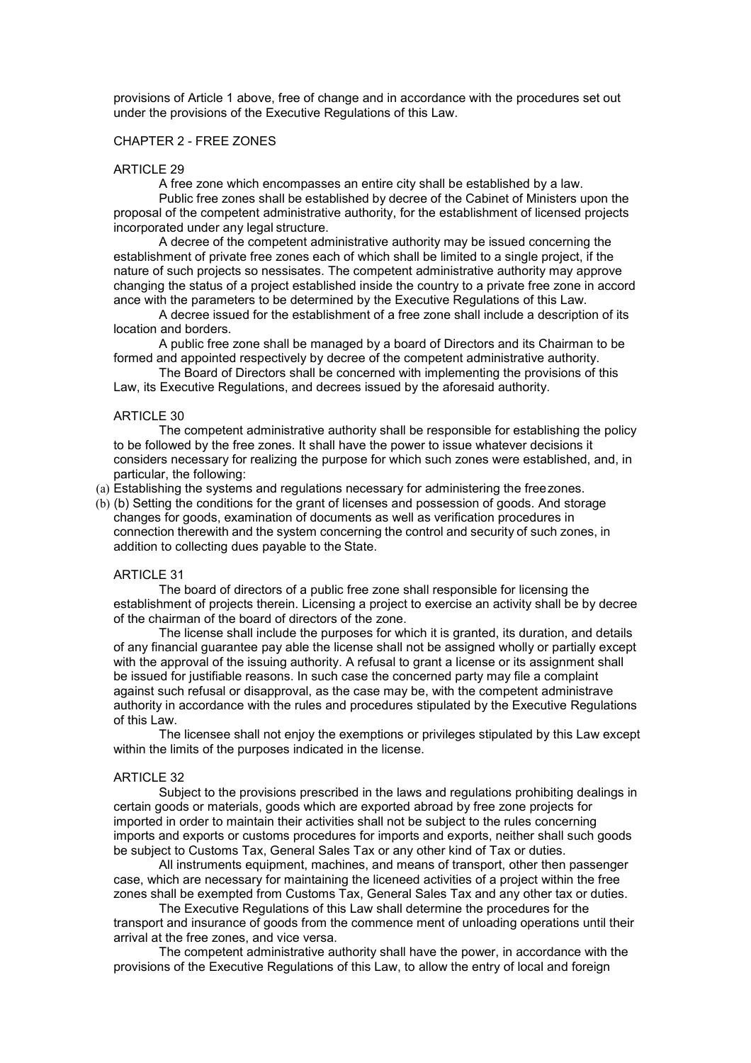provisions of Article 1 above, free of change and in accordance with the procedures set out under the provisions of the Executive Regulations of this Law.

## CHAPTER 2 - FREE ZONES

### ARTICLE 29

A free zone which encompasses an entire city shall be established by a law.

Public free zones shall be established by decree of the Cabinet of Ministers upon the proposal of the competent administrative authority, for the establishment of licensed projects incorporated under any legal structure.

A decree of the competent administrative authority may be issued concerning the establishment of private free zones each of which shall be limited to a single project, if the nature of such projects so nessisates. The competent administrative authority may approve changing the status of a project established inside the country to a private free zone in accord ance with the parameters to be determined by the Executive Regulations of this Law.

A decree issued for the establishment of a free zone shall include a description of its location and borders.

A public free zone shall be managed by a board of Directors and its Chairman to be formed and appointed respectively by decree of the competent administrative authority.

The Board of Directors shall be concerned with implementing the provisions of this Law, its Executive Regulations, and decrees issued by the aforesaid authority.

### ARTICLE 30

The competent administrative authority shall be responsible for establishing the policy to be followed by the free zones. It shall have the power to issue whatever decisions it considers necessary for realizing the purpose for which such zones were established, and, in particular, the following:

(a) Establishing the systems and regulations necessary for administering the freezones.

(b) (b) Setting the conditions for the grant of licenses and possession of goods. And storage changes for goods, examination of documents as well as verification procedures in connection therewith and the system concerning the control and security of such zones, in addition to collecting dues payable to the State.

### ARTICLE 31

The board of directors of a public free zone shall responsible for licensing the establishment of projects therein. Licensing a project to exercise an activity shall be by decree of the chairman of the board of directors of the zone.

The license shall include the purposes for which it is granted, its duration, and details of any financial guarantee pay able the license shall not be assigned wholly or partially except with the approval of the issuing authority. A refusal to grant a license or its assignment shall be issued for justifiable reasons. In such case the concerned party may file a complaint against such refusal or disapproval, as the case may be, with the competent administrave authority in accordance with the rules and procedures stipulated by the Executive Regulations of this Law.

The licensee shall not enjoy the exemptions or privileges stipulated by this Law except within the limits of the purposes indicated in the license.

### ARTICLE 32

Subject to the provisions prescribed in the laws and regulations prohibiting dealings in certain goods or materials, goods which are exported abroad by free zone projects for imported in order to maintain their activities shall not be subject to the rules concerning imports and exports or customs procedures for imports and exports, neither shall such goods be subject to Customs Tax, General Sales Tax or any other kind of Tax or duties.

All instruments equipment, machines, and means of transport, other then passenger case, which are necessary for maintaining the liceneed activities of a project within the free zones shall be exempted from Customs Tax, General Sales Tax and any other tax or duties.

The Executive Regulations of this Law shall determine the procedures for the transport and insurance of goods from the commence ment of unloading operations until their arrival at the free zones, and vice versa.

The competent administrative authority shall have the power, in accordance with the provisions of the Executive Regulations of this Law, to allow the entry of local and foreign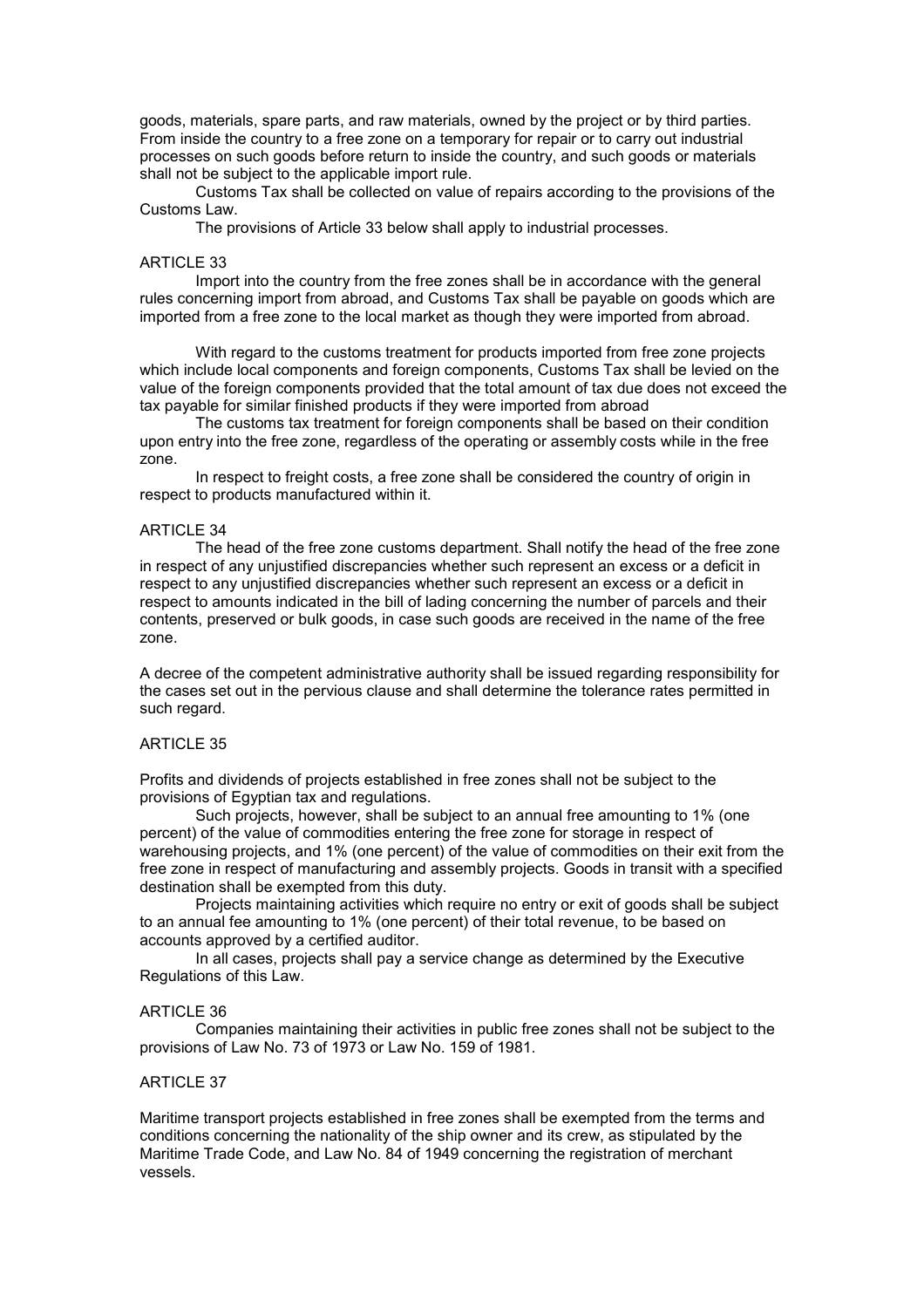goods, materials, spare parts, and raw materials, owned by the project or by third parties. From inside the country to a free zone on a temporary for repair or to carry out industrial processes on such goods before return to inside the country, and such goods or materials shall not be subject to the applicable import rule.

Customs Tax shall be collected on value of repairs according to the provisions of the Customs Law.

The provisions of Article 33 below shall apply to industrial processes.

ARTICLE 33

Import into the country from the free zones shall be in accordance with the general rules concerning import from abroad, and Customs Tax shall be payable on goods which are imported from a free zone to the local market as though they were imported from abroad.

With regard to the customs treatment for products imported from free zone projects which include local components and foreign components, Customs Tax shall be levied on the value of the foreign components provided that the total amount of tax due does not exceed the tax payable for similar finished products if they were imported from abroad

The customs tax treatment for foreign components shall be based on their condition upon entry into the free zone, regardless of the operating or assembly costs while in the free zone.

In respect to freight costs, a free zone shall be considered the country of origin in respect to products manufactured within it.

ARTICLE 34

The head of the free zone customs department. Shall notify the head of the free zone in respect of any unjustified discrepancies whether such represent an excess or a deficit in respect to any unjustified discrepancies whether such represent an excess or a deficit in respect to amounts indicated in the bill of lading concerning the number of parcels and their contents, preserved or bulk goods, in case such goods are received in the name of the free zone.

A decree of the competent administrative authority shall be issued regarding responsibility for the cases set out in the pervious clause and shall determine the tolerance rates permitted in such regard.

ARTICLE 35

Profits and dividends of projects established in free zones shall not be subject to the provisions of Egyptian tax and regulations.

Such projects, however, shall be subject to an annual free amounting to 1% (one percent) of the value of commodities entering the free zone for storage in respect of warehousing projects, and 1% (one percent) of the value of commodities on their exit from the free zone in respect of manufacturing and assembly projects. Goods in transit with a specified destination shall be exempted from this duty.

Projects maintaining activities which require no entry or exit of goods shall be subject to an annual fee amounting to 1% (one percent) of their total revenue, to be based on accounts approved by a certified auditor.

In all cases, projects shall pay a service change as determined by the Executive Regulations of this Law.

ARTICLE 36

Companies maintaining their activities in public free zones shall not be subject to the provisions of Law No. 73 of 1973 or Law No. 159 of 1981.

ARTICLE 37

Maritime transport projects established in free zones shall be exempted from the terms and conditions concerning the nationality of the ship owner and its crew, as stipulated by the Maritime Trade Code, and Law No. 84 of 1949 concerning the registration of merchant vessels.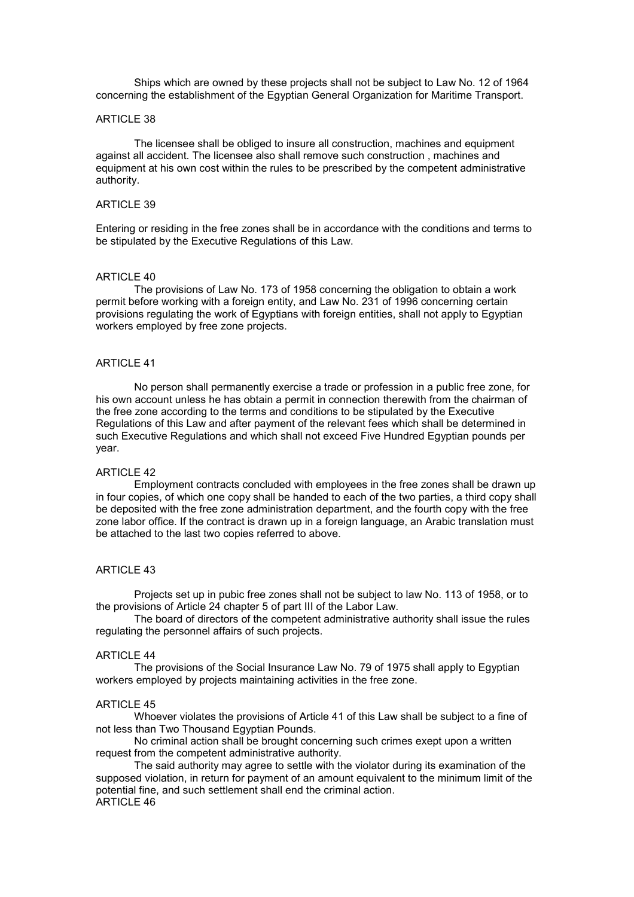Ships which are owned by these projects shall not be subject to Law No. 12 of 1964 concerning the establishment of the Egyptian General Organization for Maritime Transport.

ARTICLE 38

The licensee shall be obliged to insure all construction, machines and equipment against all accident. The licensee also shall remove such construction , machines and equipment at his own cost within the rules to be prescribed by the competent administrative authority.

ARTICLE 39

Entering or residing in the free zones shall be in accordance with the conditions and terms to be stipulated by the Executive Regulations of this Law.

ARTICLE 40

The provisions of Law No. 173 of 1958 concerning the obligation to obtain a work permit before working with a foreign entity, and Law No. 231 of 1996 concerning certain provisions regulating the work of Egyptians with foreign entities, shall not apply to Egyptian workers employed by free zone projects.

ARTICLE 41

No person shall permanently exercise a trade or profession in a public free zone, for his own account unless he has obtain a permit in connection therewith from the chairman of the free zone according to the terms and conditions to be stipulated by the Executive Regulations of this Law and after payment of the relevant fees which shall be determined in such Executive Regulations and which shall not exceed Five Hundred Egyptian pounds per year.

ARTICLE 42

Employment contracts concluded with employees in the free zones shall be drawn up in four copies, of which one copy shall be handed to each of the two parties, a third copy shall be deposited with the free zone administration department, and the fourth copy with the free zone labor office. If the contract is drawn up in a foreign language, an Arabic translation must be attached to the last two copies referred to above.

ARTICLE 43

Projects set up in pubic free zones shall not be subject to law No. 113 of 1958, or to the provisions of Article 24 chapter 5 of part III of the Labor Law.

The board of directors of the competent administrative authority shall issue the rules regulating the personnel affairs of such projects.

ARTICLE 44

The provisions of the Social Insurance Law No. 79 of 1975 shall apply to Egyptian workers employed by projects maintaining activities in the free zone.

ARTICLE 45

Whoever violates the provisions of Article 41 of this Law shall be subject to a fine of not less than Two Thousand Egyptian Pounds.

No criminal action shall be brought concerning such crimes exept upon a written request from the competent administrative authority.

The said authority may agree to settle with the violator during its examination of the supposed violation, in return for payment of an amount equivalent to the minimum limit of the potential fine, and such settlement shall end the criminal action.

ARTICLE 46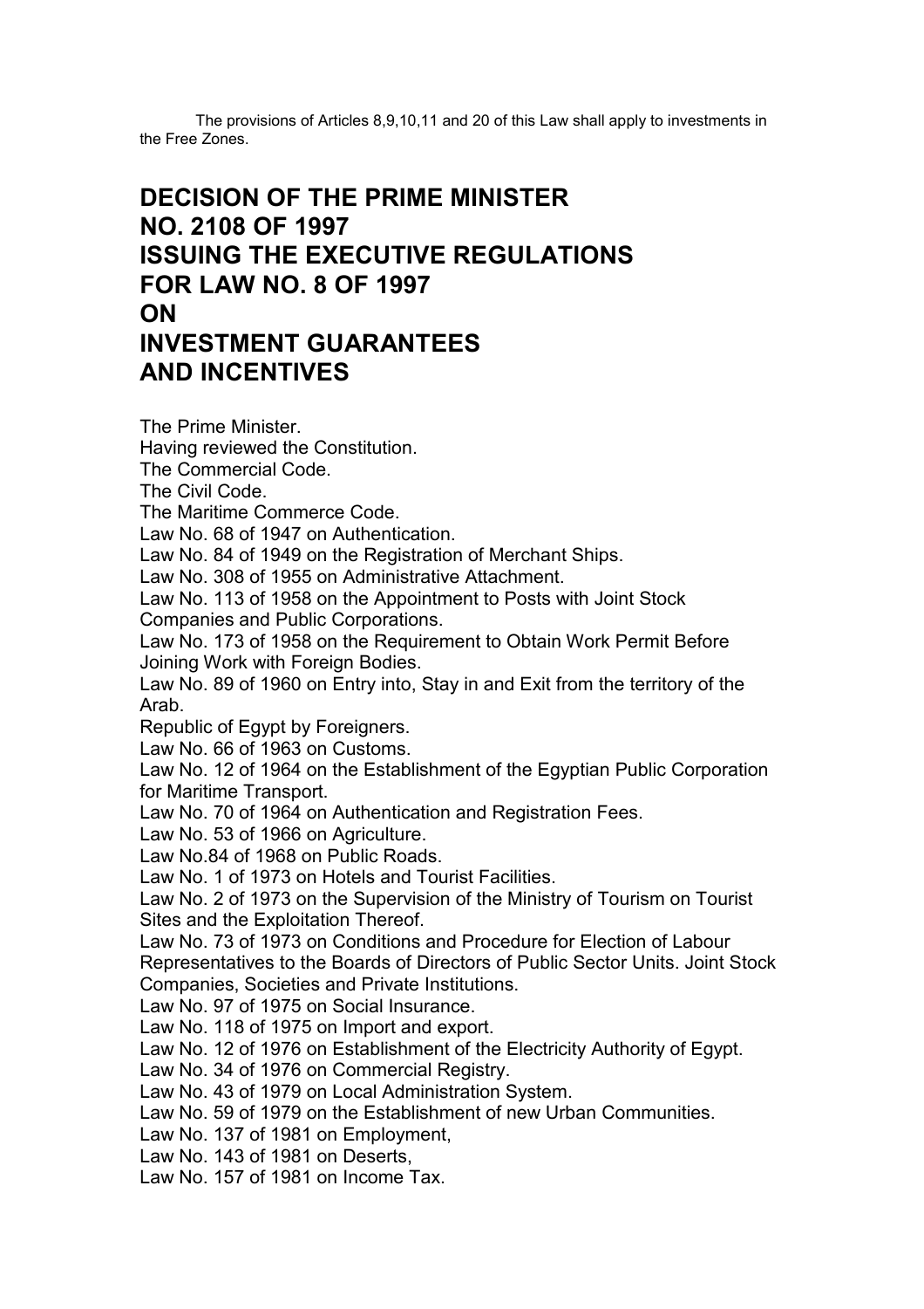The provisions of Articles 8,9,10,11 and 20 of this Law shall apply to investments in the Free Zones.

# DECISION OF THE PRIME MINISTER NO. 2108 OF 1997 ISSUING THE EXECUTIVE REGULATIONS FOR LAW NO. 8 OF 1997 ON INVESTMENT GUARANTEES AND INCENTIVES

The Prime Minister.

Having reviewed the Constitution.

The Commercial Code.

The Civil Code.

The Maritime Commerce Code.

Law No. 68 of 1947 on Authentication.

Law No. 84 of 1949 on the Registration of Merchant Ships.

Law No. 308 of 1955 on Administrative Attachment.

Law No. 113 of 1958 on the Appointment to Posts with Joint Stock Companies and Public Corporations.

Law No. 173 of 1958 on the Requirement to Obtain Work Permit Before Joining Work with Foreign Bodies.

Law No. 89 of 1960 on Entry into, Stay in and Exit from the territory of the Arab.

Republic of Egypt by Foreigners.

Law No. 66 of 1963 on Customs.

Law No. 12 of 1964 on the Establishment of the Egyptian Public Corporation for Maritime Transport.

Law No. 70 of 1964 on Authentication and Registration Fees.

Law No. 53 of 1966 on Agriculture.

Law No.84 of 1968 on Public Roads.

Law No. 1 of 1973 on Hotels and Tourist Facilities.

Law No. 2 of 1973 on the Supervision of the Ministry of Tourism on Tourist Sites and the Exploitation Thereof.

Law No. 73 of 1973 on Conditions and Procedure for Election of Labour Representatives to the Boards of Directors of Public Sector Units. Joint Stock Companies, Societies and Private Institutions.

Law No. 97 of 1975 on Social Insurance.

Law No. 118 of 1975 on Import and export.

Law No. 12 of 1976 on Establishment of the Electricity Authority of Egypt.

Law No. 34 of 1976 on Commercial Registry.

Law No. 43 of 1979 on Local Administration System.

Law No. 59 of 1979 on the Establishment of new Urban Communities.

Law No. 137 of 1981 on Employment,

Law No. 143 of 1981 on Deserts,

Law No. 157 of 1981 on Income Tax.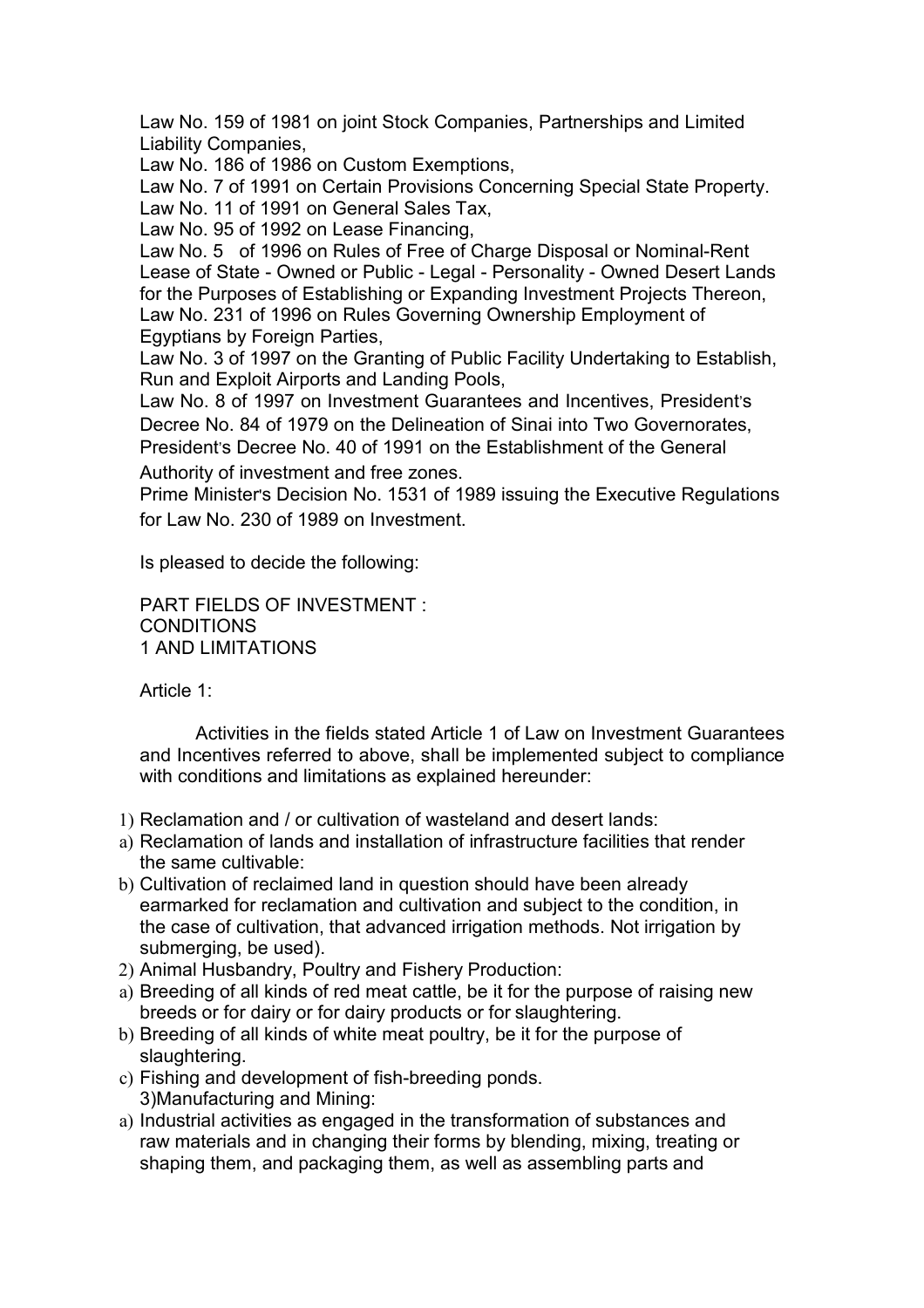Law No. 159 of 1981 on joint Stock Companies, Partnerships and Limited Liability Companies,

Law No. 186 of 1986 on Custom Exemptions,

Law No. 7 of 1991 on Certain Provisions Concerning Special State Property.

Law No. 11 of 1991 on General Sales Tax,

Law No. 95 of 1992 on Lease Financing,

Law No. 5 of 1996 on Rules of Free of Charge Disposal or Nominal-Rent Lease of State - Owned or Public - Legal - Personality - Owned Desert Lands for the Purposes of Establishing or Expanding Investment Projects Thereon,

Law No. 231 of 1996 on Rules Governing Ownership Employment of Egyptians by Foreign Parties,

Law No. 3 of 1997 on the Granting of Public Facility Undertaking to Establish, Run and Exploit Airports and Landing Pools,

Law No. 8 of 1997 on Investment Guarantees and Incentives, President's Decree No. 84 of 1979 on the Delineation of Sinai into Two Governorates,

President's Decree No. 40 of 1991 on the Establishment of the General Authority of investment and free zones.

Prime Minister's Decision No. 1531 of 1989 issuing the Executive Regulations for Law No. 230 of 1989 on Investment.

Is pleased to decide the following:

PART FIELDS OF INVESTMENT :
CONDITIONS
1 AND LIMITATIONS

Article 1:

Activities in the fields stated Article 1 of Law on Investment Guarantees and Incentives referred to above, shall be implemented subject to compliance with conditions and limitations as explained hereunder:

1) Reclamation and / or cultivation of wasteland and desert lands:
a) Reclamation of lands and installation of infrastructure facilities that render the same cultivable:
b) Cultivation of reclaimed land in question should have been already earmarked for reclamation and cultivation and subject to the condition, in the case of cultivation, that advanced irrigation methods. Not irrigation by submerging, be used).
2) Animal Husbandry, Poultry and Fishery Production:
a) Breeding of all kinds of red meat cattle, be it for the purpose of raising new breeds or for dairy or for dairy products or for slaughtering.
b) Breeding of all kinds of white meat poultry, be it for the purpose of slaughtering.
c) Fishing and development of fish-breeding ponds.
3) Manufacturing and Mining:
a) Industrial activities as engaged in the transformation of substances and raw materials and in changing their forms by blending, mixing, treating or shaping them, and packaging them, as well as assembling parts and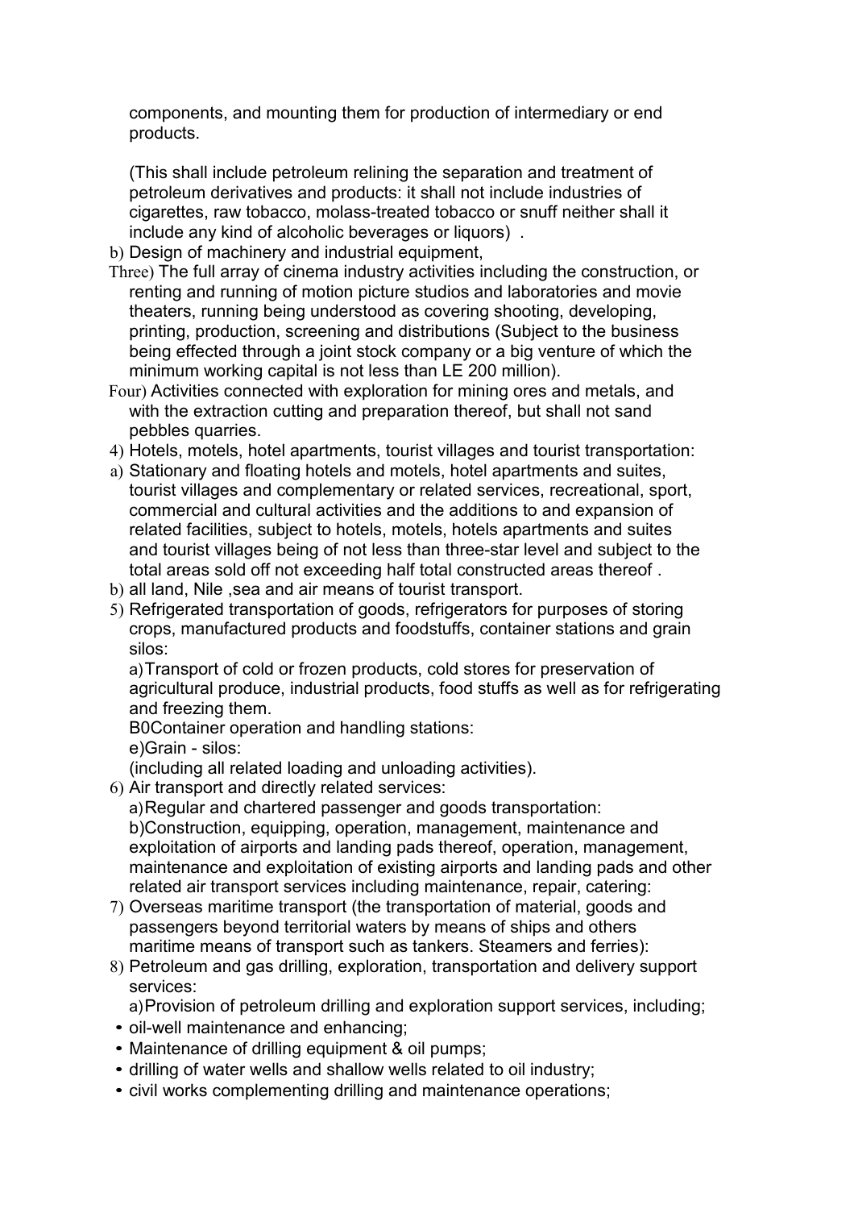components, and mounting them for production of intermediary or end products.

(This shall include petroleum relining the separation and treatment of petroleum derivatives and products: it shall not include industries of cigarettes, raw tobacco, molass-treated tobacco or snuff neither shall it include any kind of alcoholic beverages or liquors) .

b) Design of machinery and industrial equipment,

Three) The full array of cinema industry activities including the construction, or renting and running of motion picture studios and laboratories and movie theaters, running being understood as covering shooting, developing, printing, production, screening and distributions (Subject to the business being effected through a joint stock company or a big venture of which the minimum working capital is not less than LE 200 million).

Four) Activities connected with exploration for mining ores and metals, and with the extraction cutting and preparation thereof, but shall not sand pebbles quarries.

4) Hotels, motels, hotel apartments, tourist villages and tourist transportation:

a) Stationary and floating hotels and motels, hotel apartments and suites, tourist villages and complementary or related services, recreational, sport, commercial and cultural activities and the additions to and expansion of related facilities, subject to hotels, motels, hotels apartments and suites and tourist villages being of not less than three-star level and subject to the total areas sold off not exceeding half total constructed areas thereof .

b) all land, Nile ,sea and air means of tourist transport.

5) Refrigerated transportation of goods, refrigerators for purposes of storing crops, manufactured products and foodstuffs, container stations and grain silos:

a)Transport of cold or frozen products, cold stores for preservation of agricultural produce, industrial products, food stuffs as well as for refrigerating and freezing them.

B0Container operation and handling stations:

e)Grain - silos:

(including all related loading and unloading activities).

6) Air transport and directly related services:

a)Regular and chartered passenger and goods transportation:

b)Construction, equipping, operation, management, maintenance and exploitation of airports and landing pads thereof, operation, management, maintenance and exploitation of existing airports and landing pads and other related air transport services including maintenance, repair, catering:

7) Overseas maritime transport (the transportation of material, goods and passengers beyond territorial waters by means of ships and others maritime means of transport such as tankers. Steamers and ferries):

8) Petroleum and gas drilling, exploration, transportation and delivery support services:

a)Provision of petroleum drilling and exploration support services, including;

- oil-well maintenance and enhancing;
- Maintenance of drilling equipment & oil pumps;
- drilling of water wells and shallow wells related to oil industry;
- civil works complementing drilling and maintenance operations;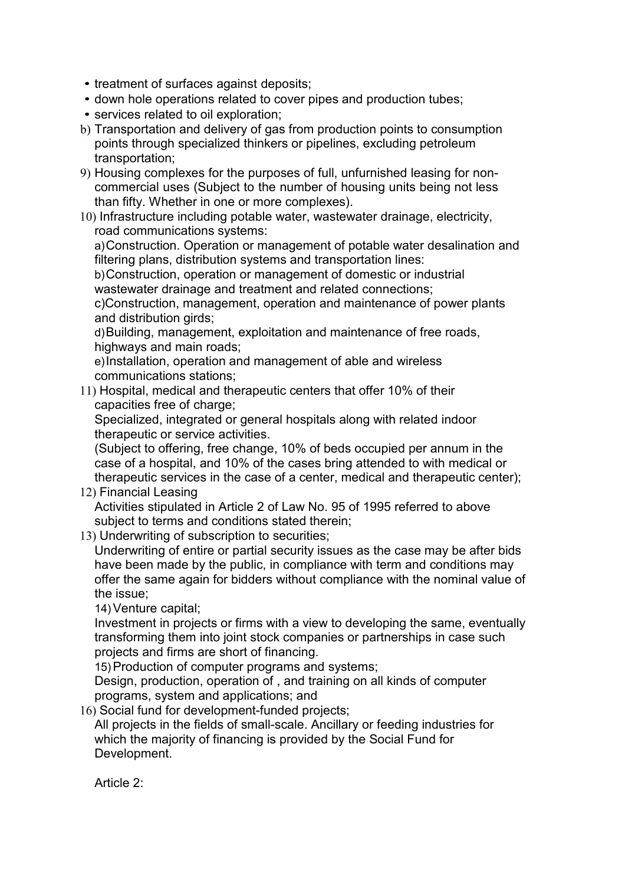- treatment of surfaces against deposits;
- down hole operations related to cover pipes and production tubes;
- services related to oil exploration;

b) Transportation and delivery of gas from production points to consumption points through specialized thinkers or pipelines, excluding petroleum transportation;

9) Housing complexes for the purposes of full, unfurnished leasing for non-commercial uses (Subject to the number of housing units being not less than fifty. Whether in one or more complexes).

10) Infrastructure including potable water, wastewater drainage, electricity, road communications systems:

a) Construction. Operation or management of potable water desalination and filtering plans, distribution systems and transportation lines:

b) Construction, operation or management of domestic or industrial wastewater drainage and treatment and related connections;

c) Construction, management, operation and maintenance of power plants and distribution girds;

d) Building, management, exploitation and maintenance of free roads, highways and main roads;

e) Installation, operation and management of able and wireless communications stations;

11) Hospital, medical and therapeutic centers that offer 10% of their capacities free of charge;

Specialized, integrated or general hospitals along with related indoor therapeutic or service activities.

(Subject to offering, free change, 10% of beds occupied per annum in the case of a hospital, and 10% of the cases bring attended to with medical or therapeutic services in the case of a center, medical and therapeutic center);

12) Financial Leasing

Activities stipulated in Article 2 of Law No. 95 of 1995 referred to above subject to terms and conditions stated therein;

13) Underwriting of subscription to securities;

Underwriting of entire or partial security issues as the case may be after bids have been made by the public, in compliance with term and conditions may offer the same again for bidders without compliance with the nominal value of the issue;

14) Venture capital;

Investment in projects or firms with a view to developing the same, eventually transforming them into joint stock companies or partnerships in case such projects and firms are short of financing.

15) Production of computer programs and systems;

Design, production, operation of , and training on all kinds of computer programs, system and applications; and

16) Social fund for development-funded projects;

All projects in the fields of small-scale. Ancillary or feeding industries for which the majority of financing is provided by the Social Fund for Development.

Article 2: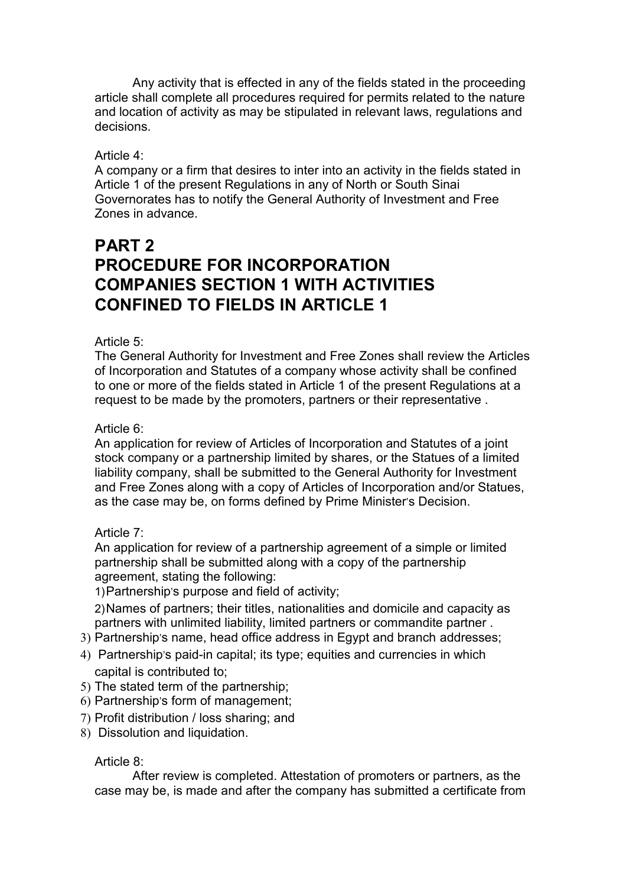Any activity that is effected in any of the fields stated in the proceeding article shall complete all procedures required for permits related to the nature and location of activity as may be stipulated in relevant laws, regulations and decisions.

Article 4:
A company or a firm that desires to inter into an activity in the fields stated in Article 1 of the present Regulations in any of North or South Sinai Governorates has to notify the General Authority of Investment and Free Zones in advance.

# PART 2
# PROCEDURE FOR INCORPORATION COMPANIES SECTION 1 WITH ACTIVITIES CONFINED TO FIELDS IN ARTICLE 1

Article 5:
The General Authority for Investment and Free Zones shall review the Articles of Incorporation and Statutes of a company whose activity shall be confined to one or more of the fields stated in Article 1 of the present Regulations at a request to be made by the promoters, partners or their representative .

Article 6:
An application for review of Articles of Incorporation and Statutes of a joint stock company or a partnership limited by shares, or the Statues of a limited liability company, shall be submitted to the General Authority for Investment and Free Zones along with a copy of Articles of Incorporation and/or Statues, as the case may be, on forms defined by Prime Minister's Decision.

Article 7:
An application for review of a partnership agreement of a simple or limited partnership shall be submitted along with a copy of the partnership agreement, stating the following:

1) Partnership's purpose and field of activity;
2) Names of partners; their titles, nationalities and domicile and capacity as partners with unlimited liability, limited partners or commandite partner .
3) Partnership's name, head office address in Egypt and branch addresses;
4) Partnership's paid-in capital; its type; equities and currencies in which capital is contributed to;
5) The stated term of the partnership;
6) Partnership's form of management;
7) Profit distribution / loss sharing; and
8) Dissolution and liquidation.

Article 8:
After review is completed. Attestation of promoters or partners, as the case may be, is made and after the company has submitted a certificate from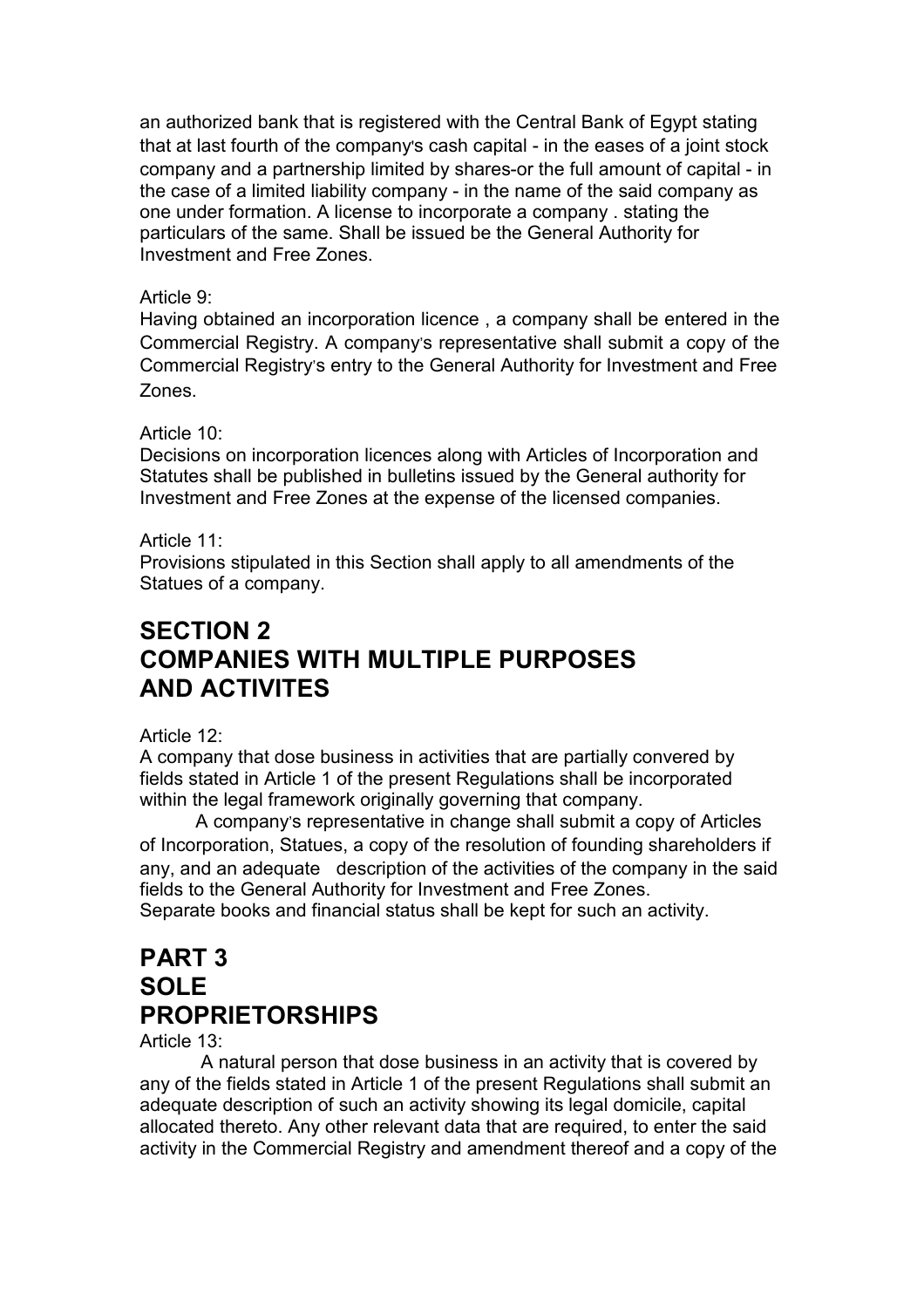an authorized bank that is registered with the Central Bank of Egypt stating that at last fourth of the company's cash capital - in the eases of a joint stock company and a partnership limited by shares-or the full amount of capital - in the case of a limited liability company - in the name of the said company as one under formation. A license to incorporate a company . stating the particulars of the same. Shall be issued be the General Authority for Investment and Free Zones.

Article 9:
Having obtained an incorporation licence , a company shall be entered in the Commercial Registry. A company's representative shall submit a copy of the Commercial Registry's entry to the General Authority for Investment and Free Zones.

Article 10:
Decisions on incorporation licences along with Articles of Incorporation and Statutes shall be published in bulletins issued by the General authority for Investment and Free Zones at the expense of the licensed companies.

Article 11:
Provisions stipulated in this Section shall apply to all amendments of the Statues of a company.

## SECTION 2
## COMPANIES WITH MULTIPLE PURPOSES AND ACTIVITES

Article 12:
A company that dose business in activities that are partially convered by fields stated in Article 1 of the present Regulations shall be incorporated within the legal framework originally governing that company.

A company's representative in change shall submit a copy of Articles of Incorporation, Statues, a copy of the resolution of founding shareholders if any, and an adequate description of the activities of the company in the said fields to the General Authority for Investment and Free Zones.
Separate books and financial status shall be kept for such an activity.

## PART 3
## SOLE PROPRIETORSHIPS

Article 13:
A natural person that dose business in an activity that is covered by any of the fields stated in Article 1 of the present Regulations shall submit an adequate description of such an activity showing its legal domicile, capital allocated thereto. Any other relevant data that are required, to enter the said activity in the Commercial Registry and amendment thereof and a copy of the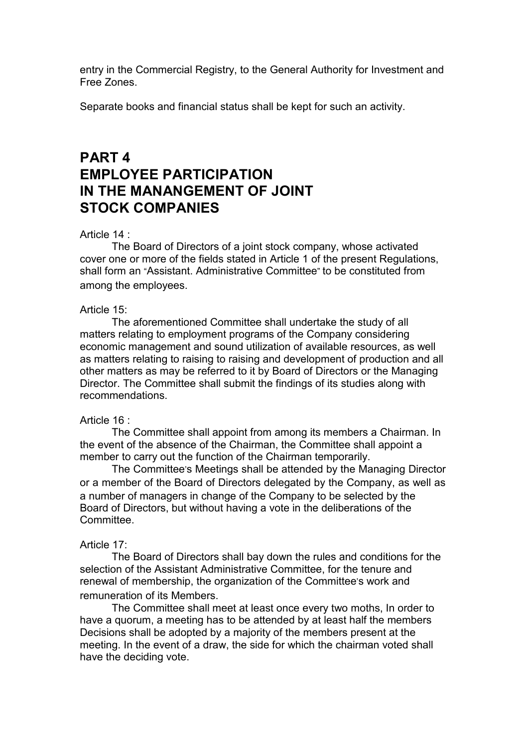entry in the Commercial Registry, to the General Authority for Investment and Free Zones.

Separate books and financial status shall be kept for such an activity.

# PART 4
# EMPLOYEE PARTICIPATION IN THE MANANGEMENT OF JOINT STOCK COMPANIES

Article 14 :

The Board of Directors of a joint stock company, whose activated cover one or more of the fields stated in Article 1 of the present Regulations, shall form an "Assistant. Administrative Committee" to be constituted from among the employees.

Article 15:

The aforementioned Committee shall undertake the study of all matters relating to employment programs of the Company considering economic management and sound utilization of available resources, as well as matters relating to raising to raising and development of production and all other matters as may be referred to it by Board of Directors or the Managing Director. The Committee shall submit the findings of its studies along with recommendations.

Article 16 :

The Committee shall appoint from among its members a Chairman. In the event of the absence of the Chairman, the Committee shall appoint a member to carry out the function of the Chairman temporarily.

The Committee's Meetings shall be attended by the Managing Director or a member of the Board of Directors delegated by the Company, as well as a number of managers in change of the Company to be selected by the Board of Directors, but without having a vote in the deliberations of the Committee.

Article 17:

The Board of Directors shall bay down the rules and conditions for the selection of the Assistant Administrative Committee, for the tenure and renewal of membership, the organization of the Committee's work and remuneration of its Members.

The Committee shall meet at least once every two moths, In order to have a quorum, a meeting has to be attended by at least half the members Decisions shall be adopted by a majority of the members present at the meeting. In the event of a draw, the side for which the chairman voted shall have the deciding vote.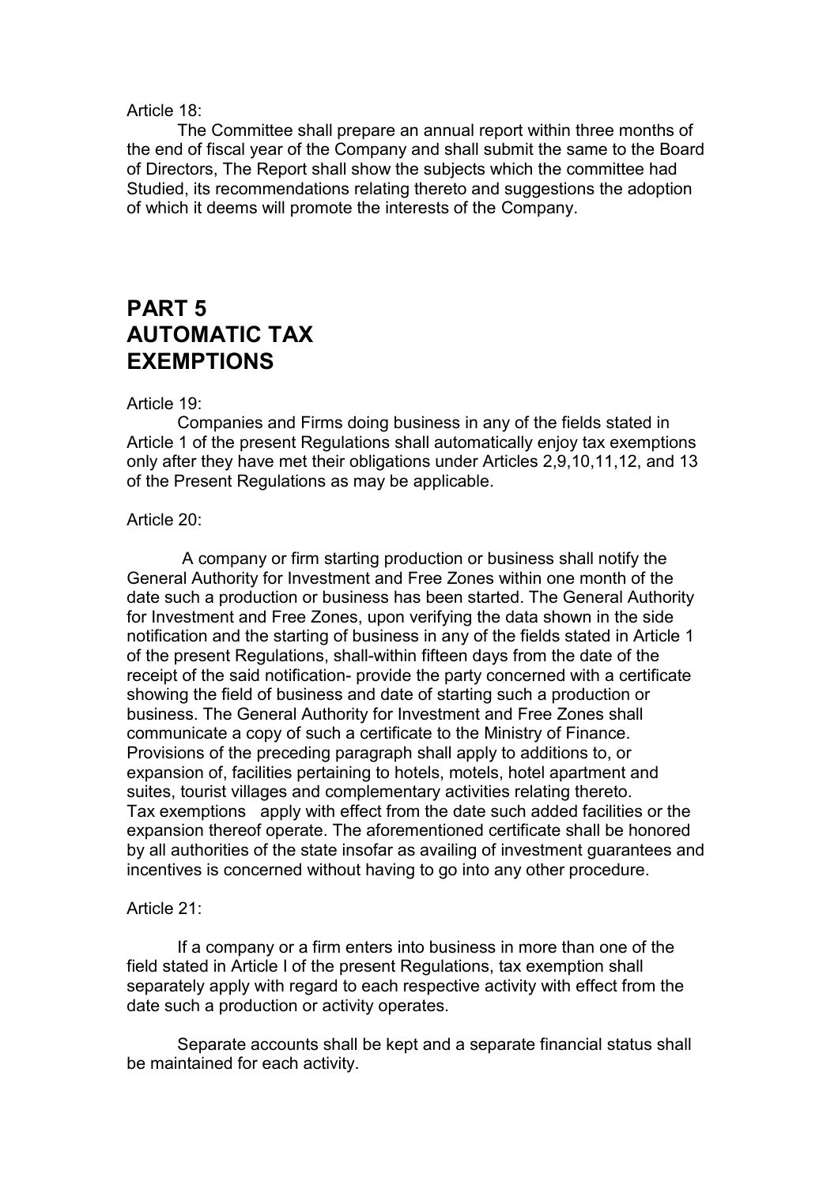Article 18:

The Committee shall prepare an annual report within three months of the end of fiscal year of the Company and shall submit the same to the Board of Directors, The Report shall show the subjects which the committee had Studied, its recommendations relating thereto and suggestions the adoption of which it deems will promote the interests of the Company.

# PART 5
# AUTOMATIC TAX EXEMPTIONS

Article 19:

Companies and Firms doing business in any of the fields stated in Article 1 of the present Regulations shall automatically enjoy tax exemptions only after they have met their obligations under Articles 2,9,10,11,12, and 13 of the Present Regulations as may be applicable.

Article 20:

A company or firm starting production or business shall notify the General Authority for Investment and Free Zones within one month of the date such a production or business has been started. The General Authority for Investment and Free Zones, upon verifying the data shown in the side notification and the starting of business in any of the fields stated in Article 1 of the present Regulations, shall-within fifteen days from the date of the receipt of the said notification- provide the party concerned with a certificate showing the field of business and date of starting such a production or business. The General Authority for Investment and Free Zones shall communicate a copy of such a certificate to the Ministry of Finance.
Provisions of the preceding paragraph shall apply to additions to, or expansion of, facilities pertaining to hotels, motels, hotel apartment and suites, tourist villages and complementary activities relating thereto.
Tax exemptions apply with effect from the date such added facilities or the expansion thereof operate. The aforementioned certificate shall be honored by all authorities of the state insofar as availing of investment guarantees and incentives is concerned without having to go into any other procedure.

Article 21:

If a company or a firm enters into business in more than one of the field stated in Article I of the present Regulations, tax exemption shall separately apply with regard to each respective activity with effect from the date such a production or activity operates.

Separate accounts shall be kept and a separate financial status shall be maintained for each activity.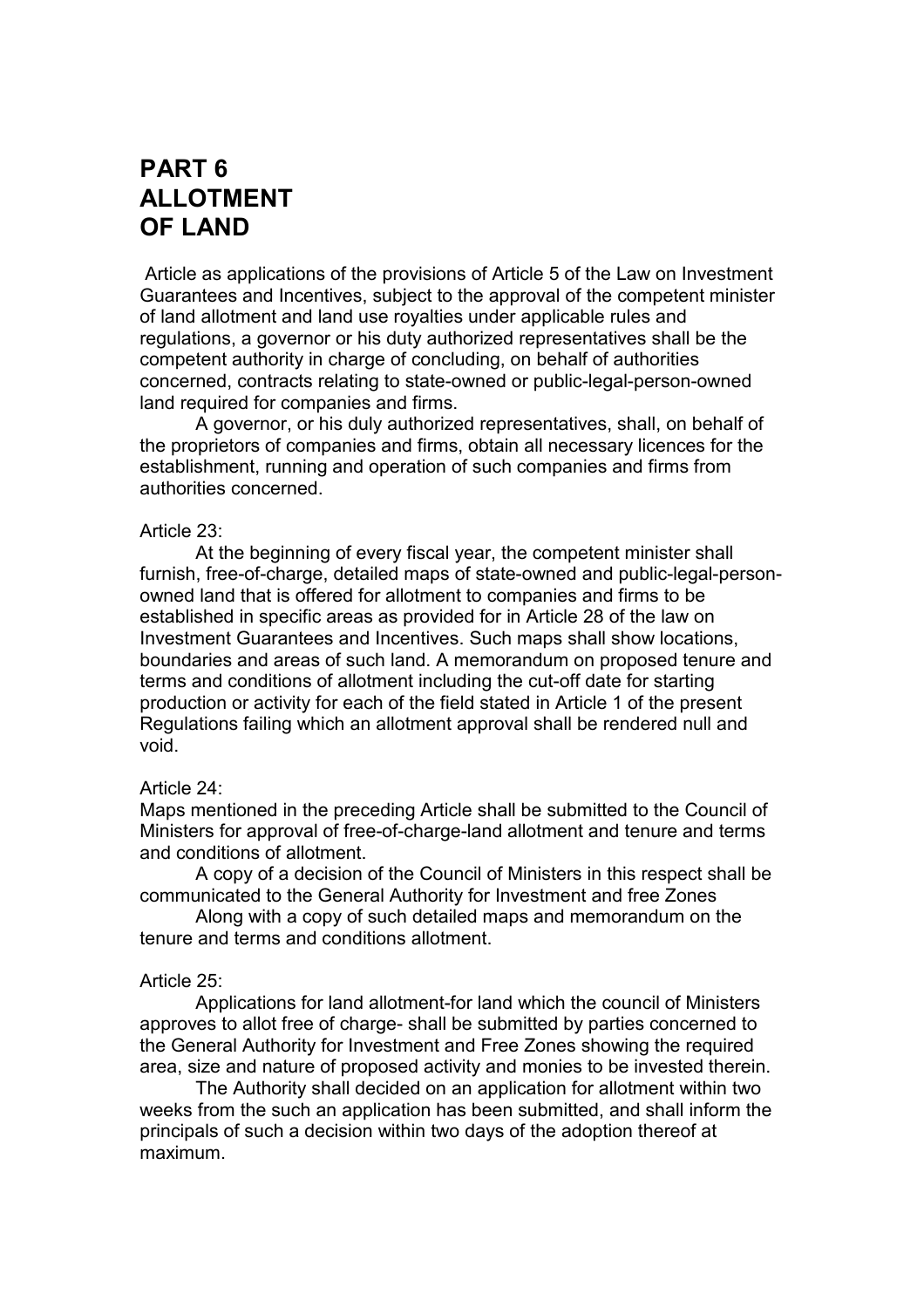# PART 6 ALLOTMENT OF LAND

Article as applications of the provisions of Article 5 of the Law on Investment Guarantees and Incentives, subject to the approval of the competent minister of land allotment and land use royalties under applicable rules and regulations, a governor or his duty authorized representatives shall be the competent authority in charge of concluding, on behalf of authorities concerned, contracts relating to state-owned or public-legal-person-owned land required for companies and firms.

A governor, or his duly authorized representatives, shall, on behalf of the proprietors of companies and firms, obtain all necessary licences for the establishment, running and operation of such companies and firms from authorities concerned.

Article 23:

At the beginning of every fiscal year, the competent minister shall furnish, free-of-charge, detailed maps of state-owned and public-legal-person-owned land that is offered for allotment to companies and firms to be established in specific areas as provided for in Article 28 of the law on Investment Guarantees and Incentives. Such maps shall show locations, boundaries and areas of such land. A memorandum on proposed tenure and terms and conditions of allotment including the cut-off date for starting production or activity for each of the field stated in Article 1 of the present Regulations failing which an allotment approval shall be rendered null and void.

Article 24:

Maps mentioned in the preceding Article shall be submitted to the Council of Ministers for approval of free-of-charge-land allotment and tenure and terms and conditions of allotment.

A copy of a decision of the Council of Ministers in this respect shall be communicated to the General Authority for Investment and free Zones

Along with a copy of such detailed maps and memorandum on the tenure and terms and conditions allotment.

Article 25:

Applications for land allotment-for land which the council of Ministers approves to allot free of charge- shall be submitted by parties concerned to the General Authority for Investment and Free Zones showing the required area, size and nature of proposed activity and monies to be invested therein.

The Authority shall decided on an application for allotment within two weeks from the such an application has been submitted, and shall inform the principals of such a decision within two days of the adoption thereof at maximum.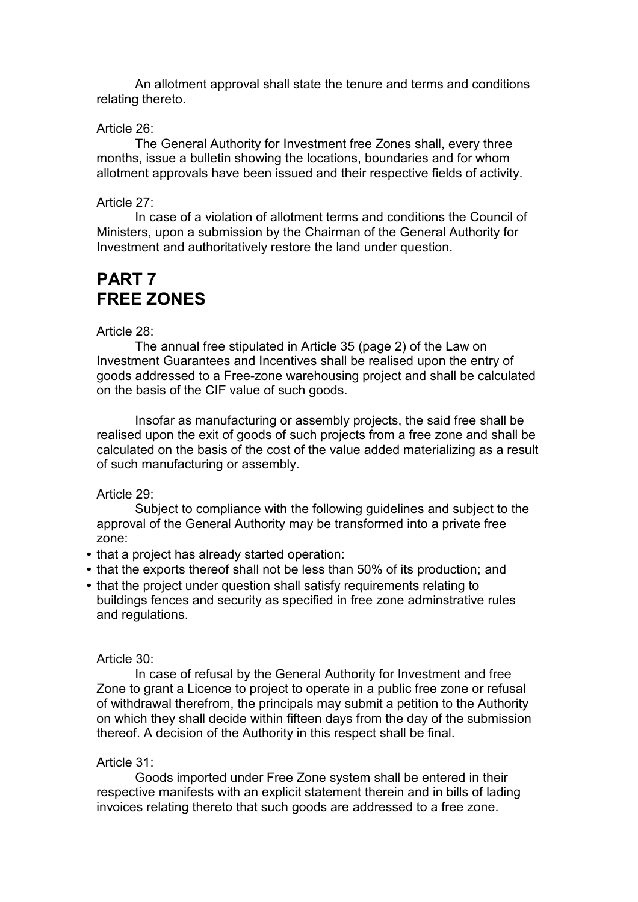An allotment approval shall state the tenure and terms and conditions relating thereto.

Article 26:

The General Authority for Investment free Zones shall, every three months, issue a bulletin showing the locations, boundaries and for whom allotment approvals have been issued and their respective fields of activity.

Article 27:

In case of a violation of allotment terms and conditions the Council of Ministers, upon a submission by the Chairman of the General Authority for Investment and authoritatively restore the land under question.

# PART 7
# FREE ZONES

Article 28:

The annual free stipulated in Article 35 (page 2) of the Law on Investment Guarantees and Incentives shall be realised upon the entry of goods addressed to a Free-zone warehousing project and shall be calculated on the basis of the CIF value of such goods.

Insofar as manufacturing or assembly projects, the said free shall be realised upon the exit of goods of such projects from a free zone and shall be calculated on the basis of the cost of the value added materializing as a result of such manufacturing or assembly.

Article 29:

Subject to compliance with the following guidelines and subject to the approval of the General Authority may be transformed into a private free zone:

- that a project has already started operation:
- that the exports thereof shall not be less than 50% of its production; and
- that the project under question shall satisfy requirements relating to buildings fences and security as specified in free zone adminstrative rules and regulations.

Article 30:

In case of refusal by the General Authority for Investment and free Zone to grant a Licence to project to operate in a public free zone or refusal of withdrawal therefrom, the principals may submit a petition to the Authority on which they shall decide within fifteen days from the day of the submission thereof. A decision of the Authority in this respect shall be final.

Article 31:

Goods imported under Free Zone system shall be entered in their respective manifests with an explicit statement therein and in bills of lading invoices relating thereto that such goods are addressed to a free zone.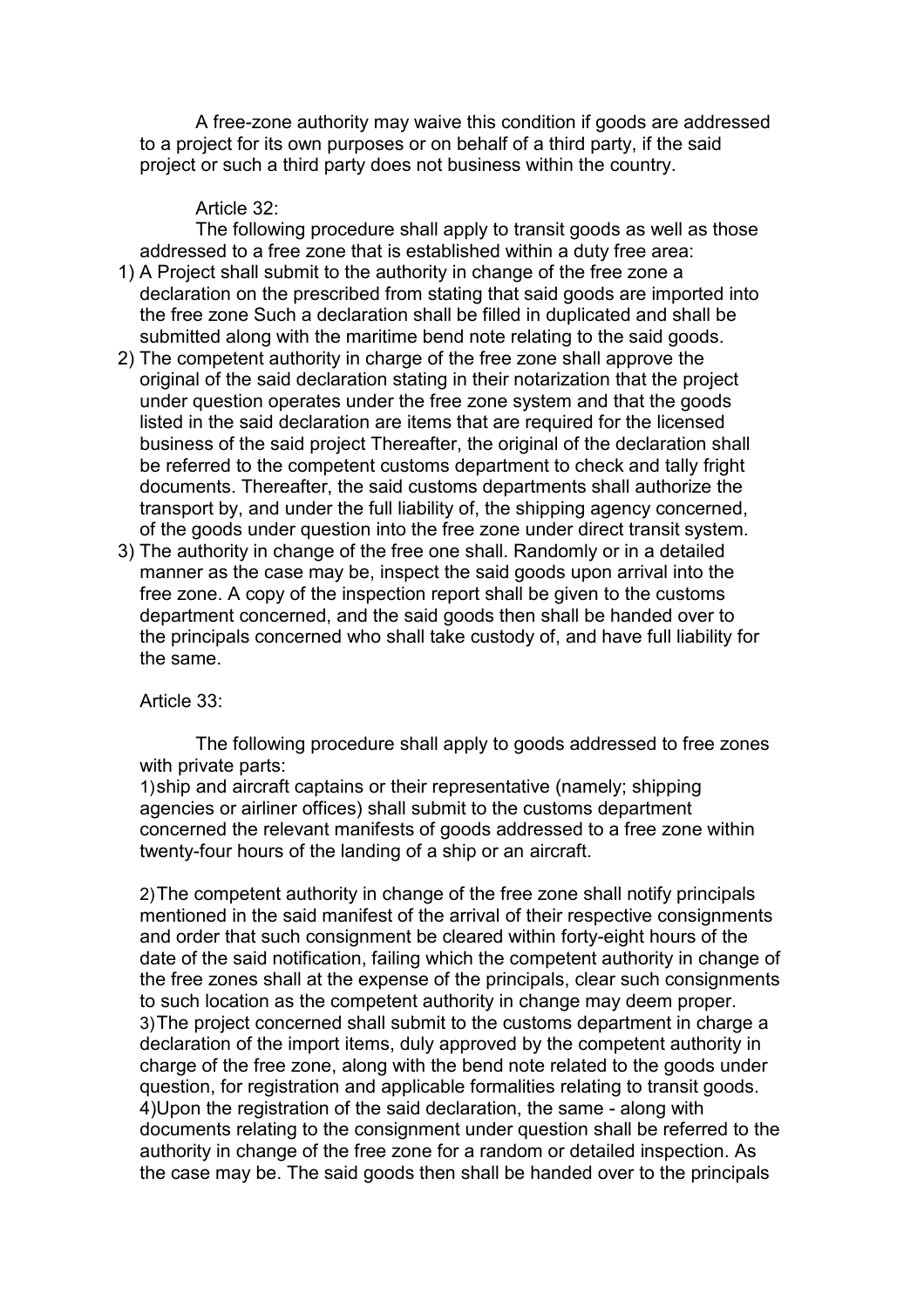A free-zone authority may waive this condition if goods are addressed to a project for its own purposes or on behalf of a third party, if the said project or such a third party does not business within the country.

Article 32:

The following procedure shall apply to transit goods as well as those addressed to a free zone that is established within a duty free area:

1) A Project shall submit to the authority in change of the free zone a declaration on the prescribed from stating that said goods are imported into the free zone Such a declaration shall be filled in duplicated and shall be submitted along with the maritime bend note relating to the said goods.
2) The competent authority in charge of the free zone shall approve the original of the said declaration stating in their notarization that the project under question operates under the free zone system and that the goods listed in the said declaration are items that are required for the licensed business of the said project Thereafter, the original of the declaration shall be referred to the competent customs department to check and tally fright documents. Thereafter, the said customs departments shall authorize the transport by, and under the full liability of, the shipping agency concerned, of the goods under question into the free zone under direct transit system.
3) The authority in change of the free one shall. Randomly or in a detailed manner as the case may be, inspect the said goods upon arrival into the free zone. A copy of the inspection report shall be given to the customs department concerned, and the said goods then shall be handed over to the principals concerned who shall take custody of, and have full liability for the same.

Article 33:

The following procedure shall apply to goods addressed to free zones with private parts:

1) ship and aircraft captains or their representative (namely; shipping agencies or airliner offices) shall submit to the customs department concerned the relevant manifests of goods addressed to a free zone within twenty-four hours of the landing of a ship or an aircraft.

2) The competent authority in change of the free zone shall notify principals mentioned in the said manifest of the arrival of their respective consignments and order that such consignment be cleared within forty-eight hours of the date of the said notification, failing which the competent authority in change of the free zones shall at the expense of the principals, clear such consignments to such location as the competent authority in change may deem proper.
3) The project concerned shall submit to the customs department in charge a declaration of the import items, duly approved by the competent authority in charge of the free zone, along with the bend note related to the goods under question, for registration and applicable formalities relating to transit goods.
4) Upon the registration of the said declaration, the same - along with documents relating to the consignment under question shall be referred to the authority in change of the free zone for a random or detailed inspection. As the case may be. The said goods then shall be handed over to the principals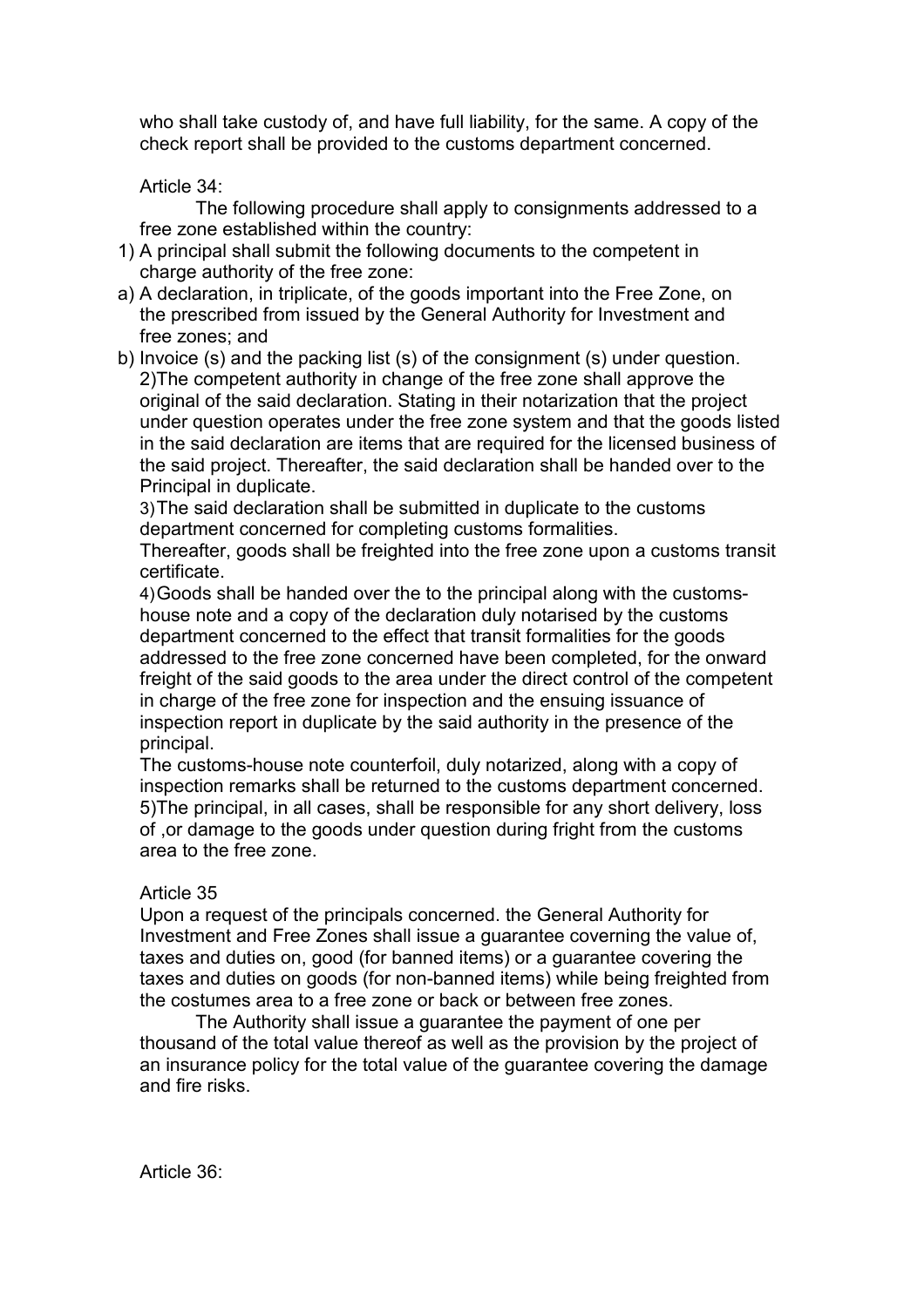who shall take custody of, and have full liability, for the same. A copy of the check report shall be provided to the customs department concerned.

Article 34:

The following procedure shall apply to consignments addressed to a free zone established within the country:

1) A principal shall submit the following documents to the competent in charge authority of the free zone:

a) A declaration, in triplicate, of the goods important into the Free Zone, on the prescribed from issued by the General Authority for Investment and free zones; and

b) Invoice (s) and the packing list (s) of the consignment (s) under question.

2)The competent authority in change of the free zone shall approve the original of the said declaration. Stating in their notarization that the project under question operates under the free zone system and that the goods listed in the said declaration are items that are required for the licensed business of the said project. Thereafter, the said declaration shall be handed over to the Principal in duplicate.

3)The said declaration shall be submitted in duplicate to the customs department concerned for completing customs formalities.

Thereafter, goods shall be freighted into the free zone upon a customs transit certificate.

4)Goods shall be handed over the to the principal along with the customs-house note and a copy of the declaration duly notarised by the customs department concerned to the effect that transit formalities for the goods addressed to the free zone concerned have been completed, for the onward freight of the said goods to the area under the direct control of the competent in charge of the free zone for inspection and the ensuing issuance of inspection report in duplicate by the said authority in the presence of the principal.

The customs-house note counterfoil, duly notarized, along with a copy of inspection remarks shall be returned to the customs department concerned.

5)The principal, in all cases, shall be responsible for any short delivery, loss of ,or damage to the goods under question during fright from the customs area to the free zone.

Article 35

Upon a request of the principals concerned. the General Authority for Investment and Free Zones shall issue a guarantee coverning the value of, taxes and duties on, good (for banned items) or a guarantee covering the taxes and duties on goods (for non-banned items) while being freighted from the costumes area to a free zone or back or between free zones.

The Authority shall issue a guarantee the payment of one per thousand of the total value thereof as well as the provision by the project of an insurance policy for the total value of the guarantee covering the damage and fire risks.

Article 36: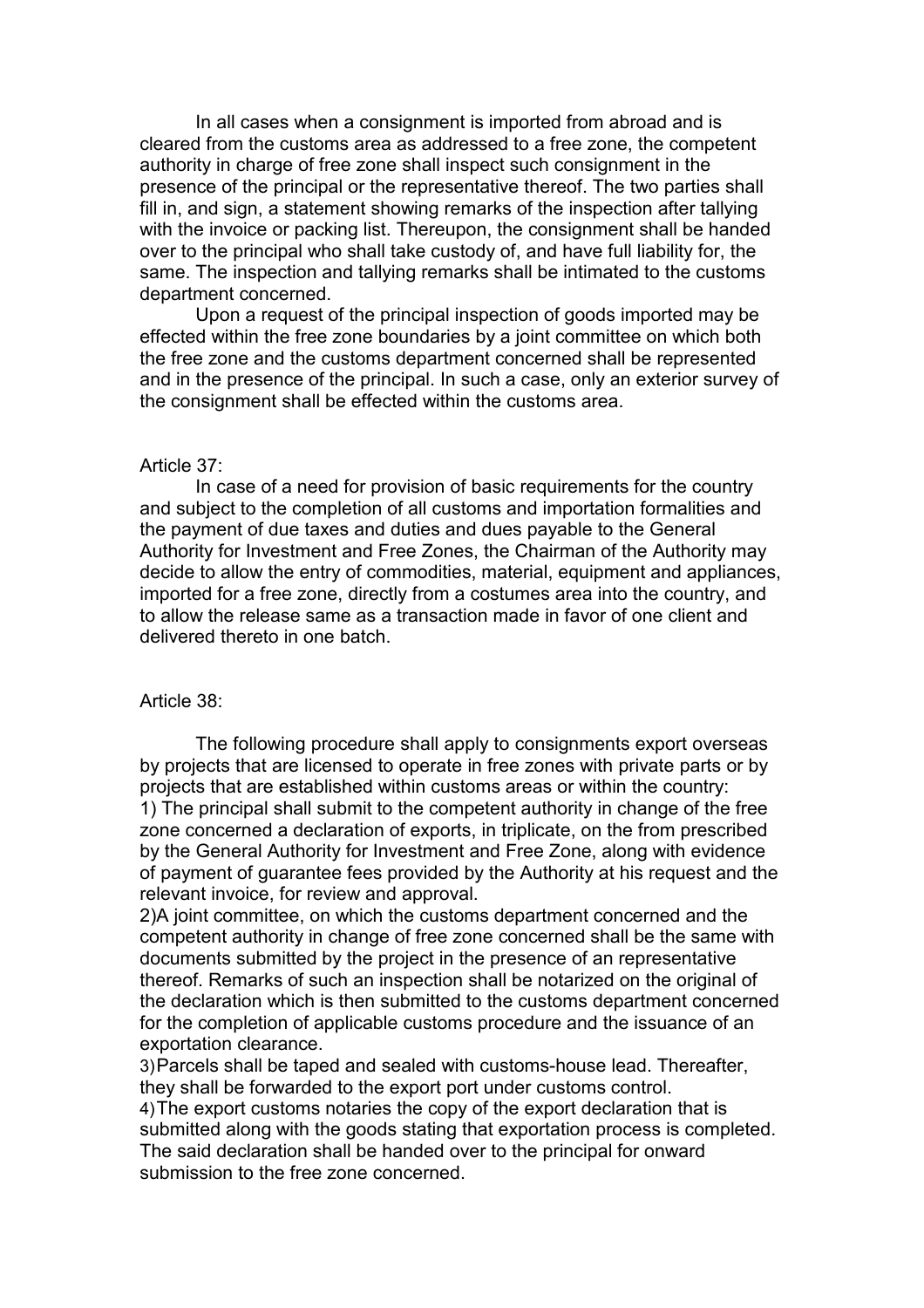In all cases when a consignment is imported from abroad and is cleared from the customs area as addressed to a free zone, the competent authority in charge of free zone shall inspect such consignment in the presence of the principal or the representative thereof. The two parties shall fill in, and sign, a statement showing remarks of the inspection after tallying with the invoice or packing list. Thereupon, the consignment shall be handed over to the principal who shall take custody of, and have full liability for, the same. The inspection and tallying remarks shall be intimated to the customs department concerned.

Upon a request of the principal inspection of goods imported may be effected within the free zone boundaries by a joint committee on which both the free zone and the customs department concerned shall be represented and in the presence of the principal. In such a case, only an exterior survey of the consignment shall be effected within the customs area.

Article 37:

In case of a need for provision of basic requirements for the country and subject to the completion of all customs and importation formalities and the payment of due taxes and duties and dues payable to the General Authority for Investment and Free Zones, the Chairman of the Authority may decide to allow the entry of commodities, material, equipment and appliances, imported for a free zone, directly from a costumes area into the country, and to allow the release same as a transaction made in favor of one client and delivered thereto in one batch.

Article 38:

The following procedure shall apply to consignments export overseas by projects that are licensed to operate in free zones with private parts or by projects that are established within customs areas or within the country:

1) The principal shall submit to the competent authority in change of the free zone concerned a declaration of exports, in triplicate, on the from prescribed by the General Authority for Investment and Free Zone, along with evidence of payment of guarantee fees provided by the Authority at his request and the relevant invoice, for review and approval.

2) A joint committee, on which the customs department concerned and the competent authority in change of free zone concerned shall be the same with documents submitted by the project in the presence of an representative thereof. Remarks of such an inspection shall be notarized on the original of the declaration which is then submitted to the customs department concerned for the completion of applicable customs procedure and the issuance of an exportation clearance.

3) Parcels shall be taped and sealed with customs-house lead. Thereafter, they shall be forwarded to the export port under customs control.

4) The export customs notaries the copy of the export declaration that is submitted along with the goods stating that exportation process is completed. The said declaration shall be handed over to the principal for onward submission to the free zone concerned.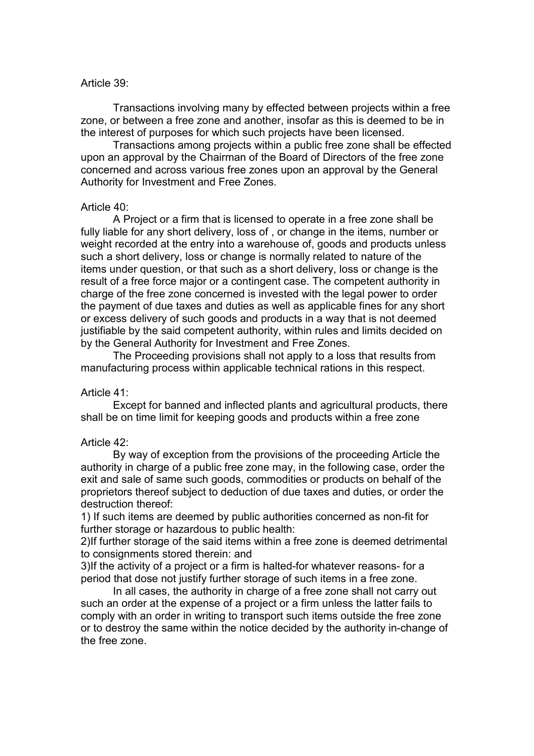Article 39:

Transactions involving many by effected between projects within a free zone, or between a free zone and another, insofar as this is deemed to be in the interest of purposes for which such projects have been licensed.

Transactions among projects within a public free zone shall be effected upon an approval by the Chairman of the Board of Directors of the free zone concerned and across various free zones upon an approval by the General Authority for Investment and Free Zones.

Article 40:

A Project or a firm that is licensed to operate in a free zone shall be fully liable for any short delivery, loss of , or change in the items, number or weight recorded at the entry into a warehouse of, goods and products unless such a short delivery, loss or change is normally related to nature of the items under question, or that such as a short delivery, loss or change is the result of a free force major or a contingent case. The competent authority in charge of the free zone concerned is invested with the legal power to order the payment of due taxes and duties as well as applicable fines for any short or excess delivery of such goods and products in a way that is not deemed justifiable by the said competent authority, within rules and limits decided on by the General Authority for Investment and Free Zones.

The Proceeding provisions shall not apply to a loss that results from manufacturing process within applicable technical rations in this respect.

Article 41:

Except for banned and inflected plants and agricultural products, there shall be on time limit for keeping goods and products within a free zone

Article 42:

By way of exception from the provisions of the proceeding Article the authority in charge of a public free zone may, in the following case, order the exit and sale of same such goods, commodities or products on behalf of the proprietors thereof subject to deduction of due taxes and duties, or order the destruction thereof:

1) If such items are deemed by public authorities concerned as non-fit for further storage or hazardous to public health:

2)If further storage of the said items within a free zone is deemed detrimental to consignments stored therein: and

3)If the activity of a project or a firm is halted-for whatever reasons- for a period that dose not justify further storage of such items in a free zone.

In all cases, the authority in charge of a free zone shall not carry out such an order at the expense of a project or a firm unless the latter fails to comply with an order in writing to transport such items outside the free zone or to destroy the same within the notice decided by the authority in-change of the free zone.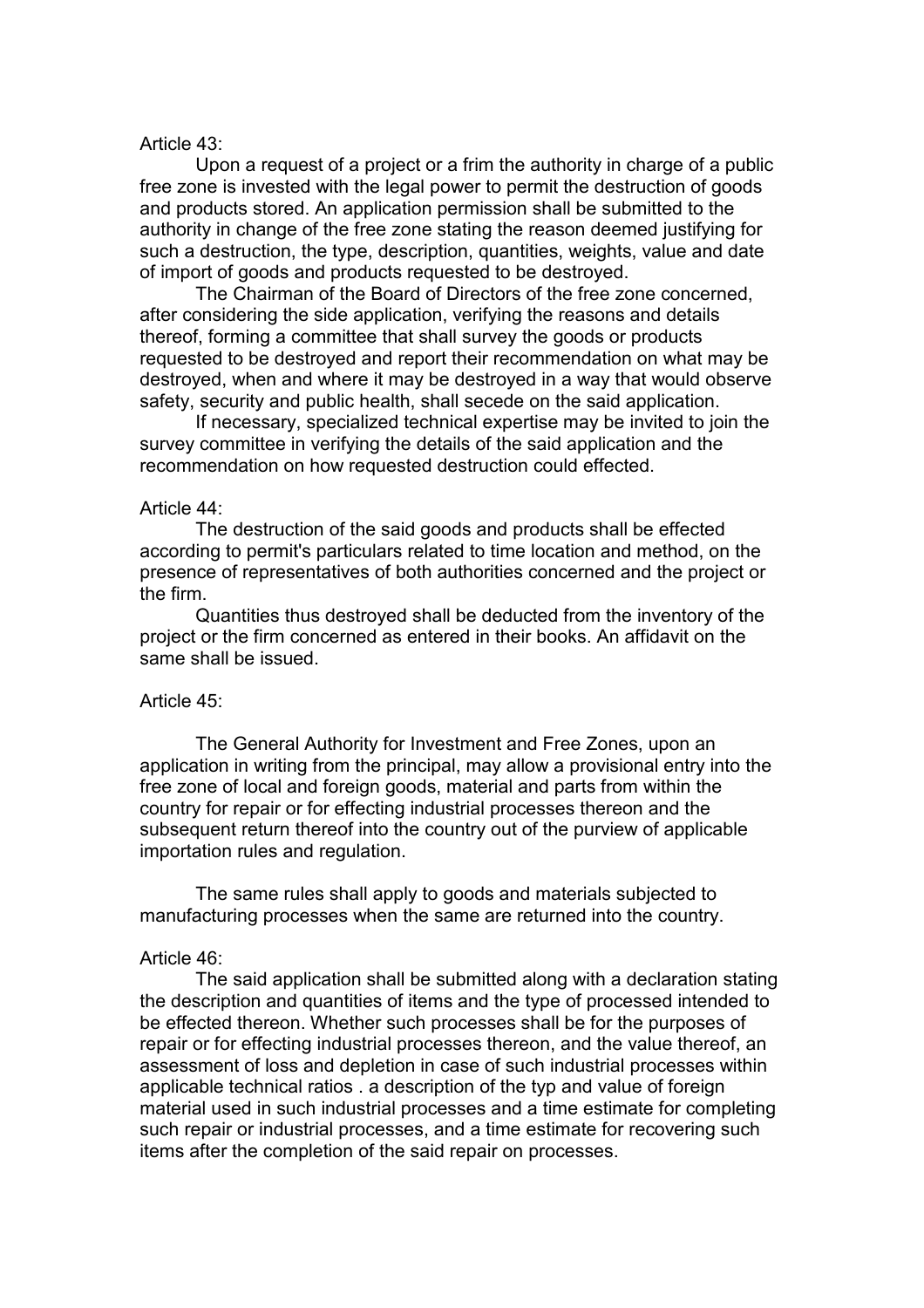Article 43:

Upon a request of a project or a frim the authority in charge of a public free zone is invested with the legal power to permit the destruction of goods and products stored. An application permission shall be submitted to the authority in change of the free zone stating the reason deemed justifying for such a destruction, the type, description, quantities, weights, value and date of import of goods and products requested to be destroyed.

The Chairman of the Board of Directors of the free zone concerned, after considering the side application, verifying the reasons and details thereof, forming a committee that shall survey the goods or products requested to be destroyed and report their recommendation on what may be destroyed, when and where it may be destroyed in a way that would observe safety, security and public health, shall secede on the said application.

If necessary, specialized technical expertise may be invited to join the survey committee in verifying the details of the said application and the recommendation on how requested destruction could effected.

Article 44:

The destruction of the said goods and products shall be effected according to permit's particulars related to time location and method, on the presence of representatives of both authorities concerned and the project or the firm.

Quantities thus destroyed shall be deducted from the inventory of the project or the firm concerned as entered in their books. An affidavit on the same shall be issued.

Article 45:

The General Authority for Investment and Free Zones, upon an application in writing from the principal, may allow a provisional entry into the free zone of local and foreign goods, material and parts from within the country for repair or for effecting industrial processes thereon and the subsequent return thereof into the country out of the purview of applicable importation rules and regulation.

The same rules shall apply to goods and materials subjected to manufacturing processes when the same are returned into the country.

Article 46:

The said application shall be submitted along with a declaration stating the description and quantities of items and the type of processed intended to be effected thereon. Whether such processes shall be for the purposes of repair or for effecting industrial processes thereon, and the value thereof, an assessment of loss and depletion in case of such industrial processes within applicable technical ratios . a description of the typ and value of foreign material used in such industrial processes and a time estimate for completing such repair or industrial processes, and a time estimate for recovering such items after the completion of the said repair on processes.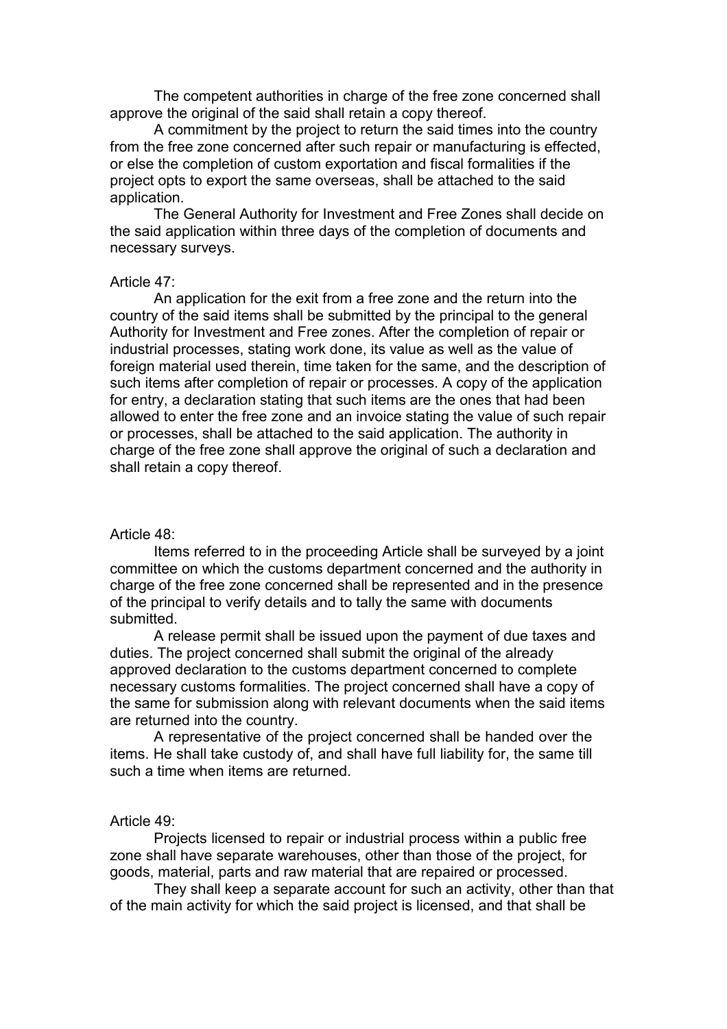The competent authorities in charge of the free zone concerned shall approve the original of the said shall retain a copy thereof.

A commitment by the project to return the said times into the country from the free zone concerned after such repair or manufacturing is effected, or else the completion of custom exportation and fiscal formalities if the project opts to export the same overseas, shall be attached to the said application.

The General Authority for Investment and Free Zones shall decide on the said application within three days of the completion of documents and necessary surveys.

Article 47:

An application for the exit from a free zone and the return into the country of the said items shall be submitted by the principal to the general Authority for Investment and Free zones. After the completion of repair or industrial processes, stating work done, its value as well as the value of foreign material used therein, time taken for the same, and the description of such items after completion of repair or processes. A copy of the application for entry, a declaration stating that such items are the ones that had been allowed to enter the free zone and an invoice stating the value of such repair or processes, shall be attached to the said application. The authority in charge of the free zone shall approve the original of such a declaration and shall retain a copy thereof.

Article 48:

Items referred to in the proceeding Article shall be surveyed by a joint committee on which the customs department concerned and the authority in charge of the free zone concerned shall be represented and in the presence of the principal to verify details and to tally the same with documents submitted.

A release permit shall be issued upon the payment of due taxes and duties. The project concerned shall submit the original of the already approved declaration to the customs department concerned to complete necessary customs formalities. The project concerned shall have a copy of the same for submission along with relevant documents when the said items are returned into the country.

A representative of the project concerned shall be handed over the items. He shall take custody of, and shall have full liability for, the same till such a time when items are returned.

Article 49:

Projects licensed to repair or industrial process within a public free zone shall have separate warehouses, other than those of the project, for goods, material, parts and raw material that are repaired or processed.

They shall keep a separate account for such an activity, other than that of the main activity for which the said project is licensed, and that shall be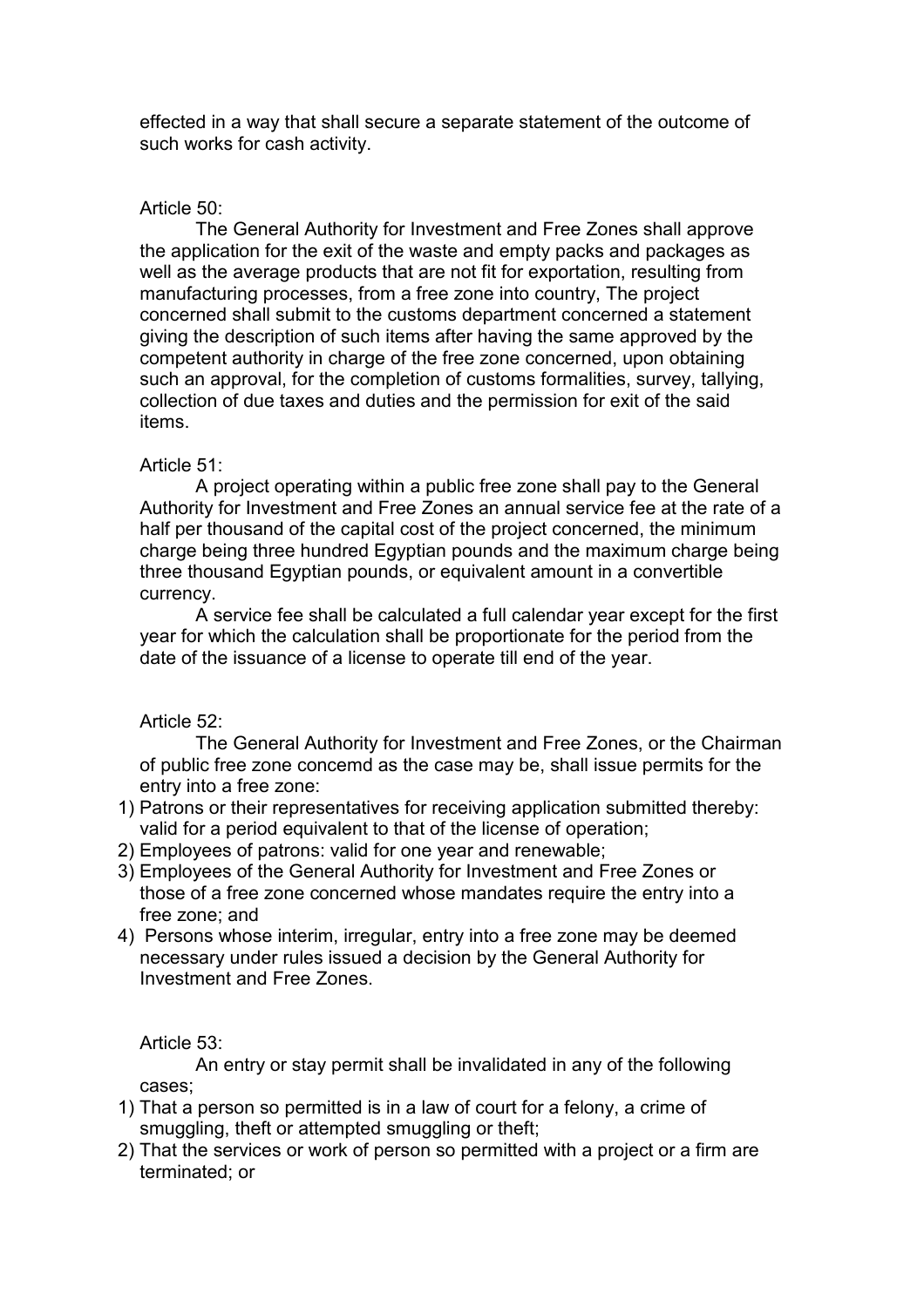effected in a way that shall secure a separate statement of the outcome of such works for cash activity.

Article 50:

The General Authority for Investment and Free Zones shall approve the application for the exit of the waste and empty packs and packages as well as the average products that are not fit for exportation, resulting from manufacturing processes, from a free zone into country, The project concerned shall submit to the customs department concerned a statement giving the description of such items after having the same approved by the competent authority in charge of the free zone concerned, upon obtaining such an approval, for the completion of customs formalities, survey, tallying, collection of due taxes and duties and the permission for exit of the said items.

Article 51:

A project operating within a public free zone shall pay to the General Authority for Investment and Free Zones an annual service fee at the rate of a half per thousand of the capital cost of the project concerned, the minimum charge being three hundred Egyptian pounds and the maximum charge being three thousand Egyptian pounds, or equivalent amount in a convertible currency.

A service fee shall be calculated a full calendar year except for the first year for which the calculation shall be proportionate for the period from the date of the issuance of a license to operate till end of the year.

Article 52:

The General Authority for Investment and Free Zones, or the Chairman of public free zone concemd as the case may be, shall issue permits for the entry into a free zone:

1) Patrons or their representatives for receiving application submitted thereby: valid for a period equivalent to that of the license of operation;
2) Employees of patrons: valid for one year and renewable;
3) Employees of the General Authority for Investment and Free Zones or those of a free zone concerned whose mandates require the entry into a free zone; and
4) Persons whose interim, irregular, entry into a free zone may be deemed necessary under rules issued a decision by the General Authority for Investment and Free Zones.

Article 53:

An entry or stay permit shall be invalidated in any of the following cases;

1) That a person so permitted is in a law of court for a felony, a crime of smuggling, theft or attempted smuggling or theft;
2) That the services or work of person so permitted with a project or a firm are terminated; or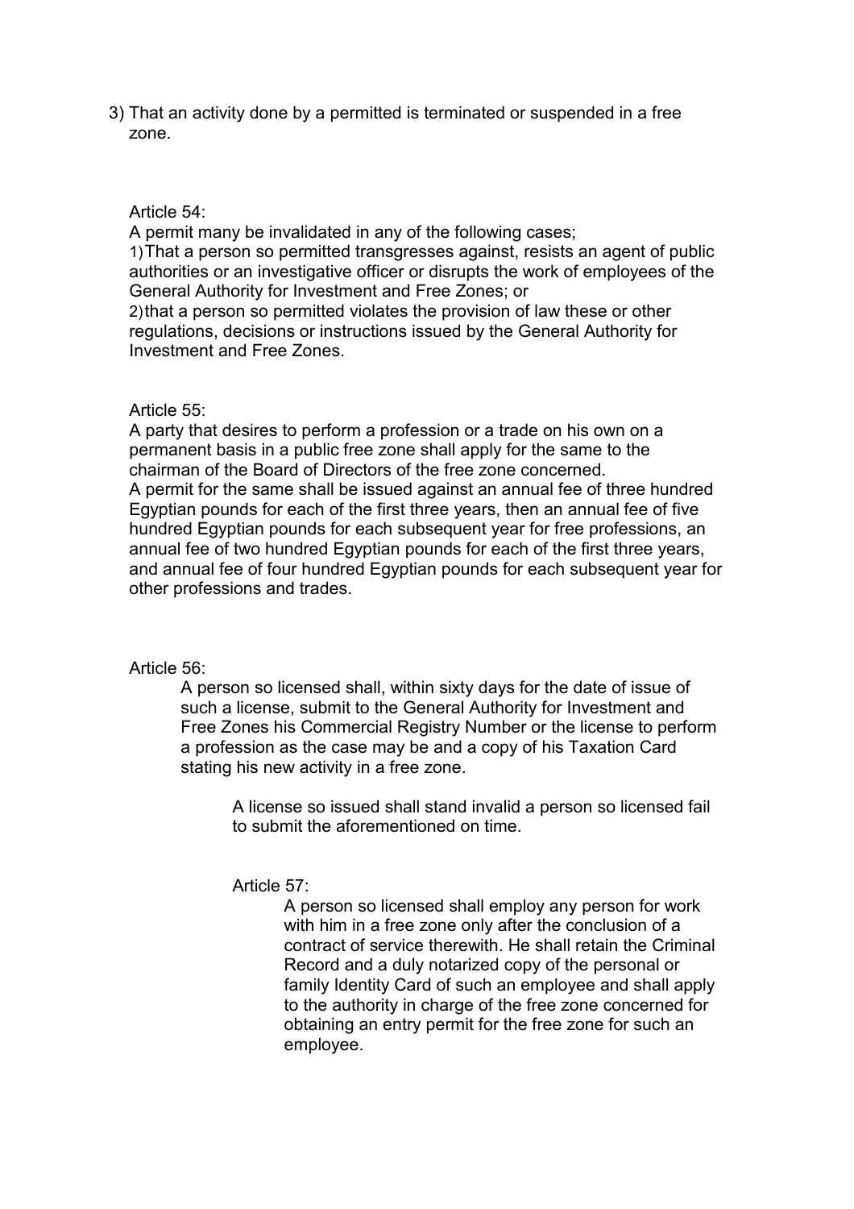3) That an activity done by a permitted is terminated or suspended in a free zone.

Article 54:

A permit many be invalidated in any of the following cases;

1) That a person so permitted transgresses against, resists an agent of public authorities or an investigative officer or disrupts the work of employees of the General Authority for Investment and Free Zones; or

2) that a person so permitted violates the provision of law these or other regulations, decisions or instructions issued by the General Authority for Investment and Free Zones.

Article 55:

A party that desires to perform a profession or a trade on his own on a permanent basis in a public free zone shall apply for the same to the chairman of the Board of Directors of the free zone concerned.

A permit for the same shall be issued against an annual fee of three hundred Egyptian pounds for each of the first three years, then an annual fee of five hundred Egyptian pounds for each subsequent year for free professions, an annual fee of two hundred Egyptian pounds for each of the first three years, and annual fee of four hundred Egyptian pounds for each subsequent year for other professions and trades.

Article 56:

A person so licensed shall, within sixty days for the date of issue of such a license, submit to the General Authority for Investment and Free Zones his Commercial Registry Number or the license to perform a profession as the case may be and a copy of his Taxation Card stating his new activity in a free zone.

A license so issued shall stand invalid a person so licensed fail to submit the aforementioned on time.

Article 57:

A person so licensed shall employ any person for work with him in a free zone only after the conclusion of a contract of service therewith. He shall retain the Criminal Record and a duly notarized copy of the personal or family Identity Card of such an employee and shall apply to the authority in charge of the free zone concerned for obtaining an entry permit for the free zone for such an employee.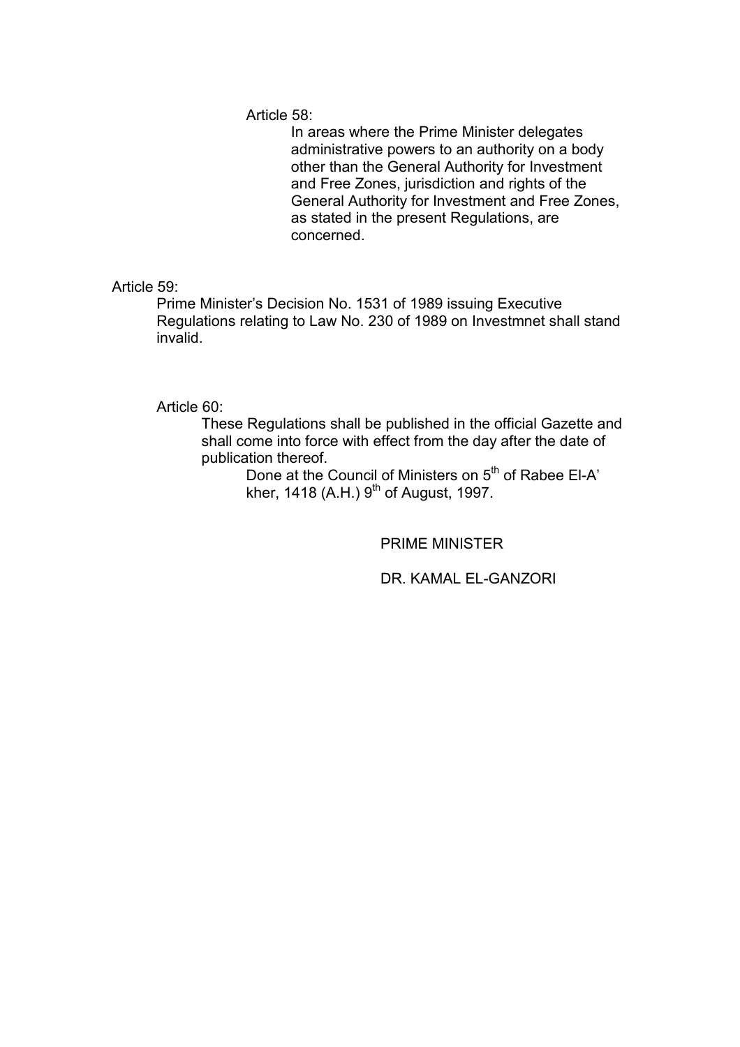Article 58:

In areas where the Prime Minister delegates administrative powers to an authority on a body other than the General Authority for Investment and Free Zones, jurisdiction and rights of the General Authority for Investment and Free Zones, as stated in the present Regulations, are concerned.

Article 59:

Prime Minister's Decision No. 1531 of 1989 issuing Executive Regulations relating to Law No. 230 of 1989 on Investmnet shall stand invalid.

Article 60:

These Regulations shall be published in the official Gazette and shall come into force with effect from the day after the date of publication thereof.

Done at the Council of Ministers on 5th of Rabee El-A' kher, 1418 (A.H.) 9th of August, 1997.

PRIME MINISTER

DR. KAMAL EL-GANZORI